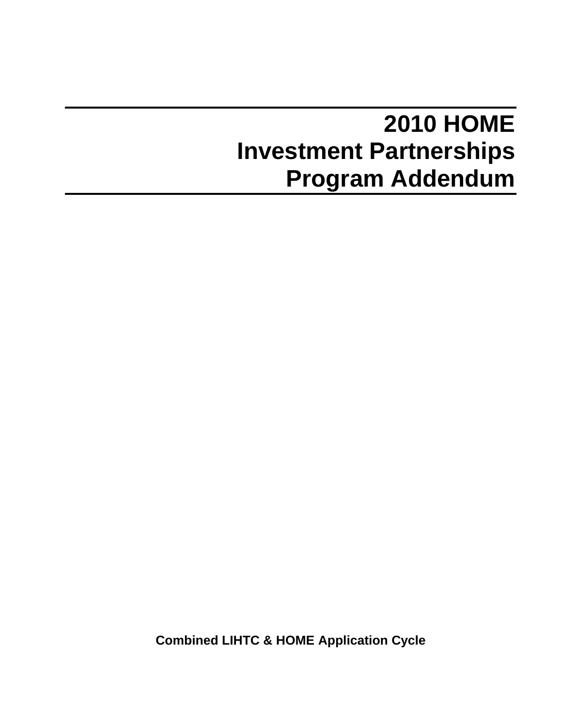# 2010 HOME Investment Partnerships Program Addendum

**Combined LIHTC & HOME Application Cycle**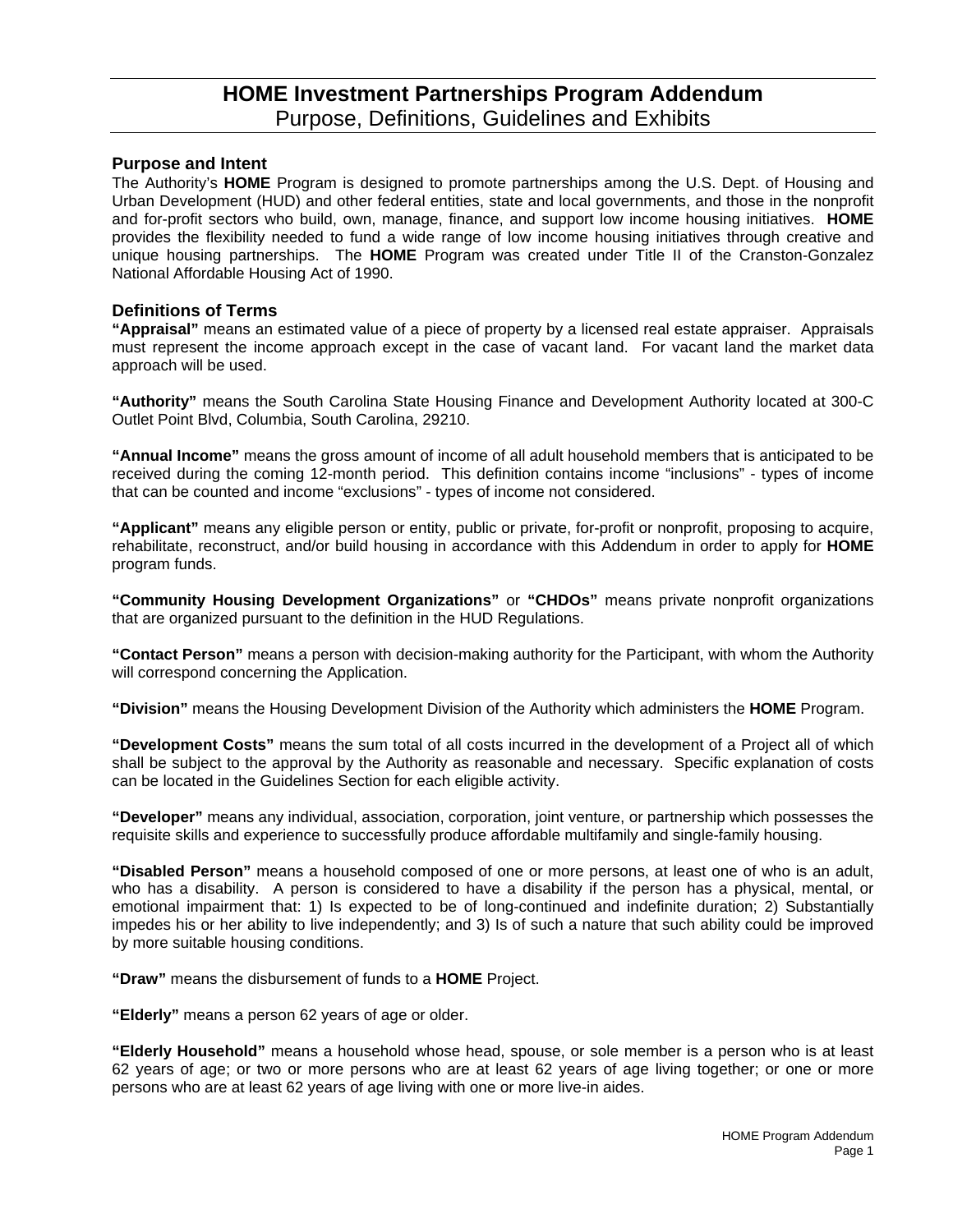# HOME Investment Partnerships Program Addendum

## Purpose, Definitions, Guidelines and Exhibits

### Purpose and Intent

The Authority's **HOME** Program is designed to promote partnerships among the U.S. Dept. of Housing and Urban Development (HUD) and other federal entities, state and local governments, and those in the nonprofit and for-profit sectors who build, own, manage, finance, and support low income housing initiatives. **HOME** provides the flexibility needed to fund a wide range of low income housing initiatives through creative and unique housing partnerships. The **HOME** Program was created under Title II of the Cranston-Gonzalez National Affordable Housing Act of 1990.

### Definitions of Terms

**"Appraisal"** means an estimated value of a piece of property by a licensed real estate appraiser. Appraisals must represent the income approach except in the case of vacant land. For vacant land the market data approach will be used.

**"Authority"** means the South Carolina State Housing Finance and Development Authority located at 300-C Outlet Point Blvd, Columbia, South Carolina, 29210.

**"Annual Income"** means the gross amount of income of all adult household members that is anticipated to be received during the coming 12-month period. This definition contains income "inclusions" - types of income that can be counted and income "exclusions" - types of income not considered.

**"Applicant"** means any eligible person or entity, public or private, for-profit or nonprofit, proposing to acquire, rehabilitate, reconstruct, and/or build housing in accordance with this Addendum in order to apply for **HOME** program funds.

**"Community Housing Development Organizations"** or **"CHDOs"** means private nonprofit organizations that are organized pursuant to the definition in the HUD Regulations.

**"Contact Person"** means a person with decision-making authority for the Participant, with whom the Authority will correspond concerning the Application.

**"Division"** means the Housing Development Division of the Authority which administers the **HOME** Program.

**"Development Costs"** means the sum total of all costs incurred in the development of a Project all of which shall be subject to the approval by the Authority as reasonable and necessary. Specific explanation of costs can be located in the Guidelines Section for each eligible activity.

**"Developer"** means any individual, association, corporation, joint venture, or partnership which possesses the requisite skills and experience to successfully produce affordable multifamily and single-family housing.

**"Disabled Person"** means a household composed of one or more persons, at least one of who is an adult, who has a disability. A person is considered to have a disability if the person has a physical, mental, or emotional impairment that: 1) Is expected to be of long-continued and indefinite duration; 2) Substantially impedes his or her ability to live independently; and 3) Is of such a nature that such ability could be improved by more suitable housing conditions.

**"Draw"** means the disbursement of funds to a **HOME** Project.

**"Elderly"** means a person 62 years of age or older.

**"Elderly Household"** means a household whose head, spouse, or sole member is a person who is at least 62 years of age; or two or more persons who are at least 62 years of age living together; or one or more persons who are at least 62 years of age living with one or more live-in aides.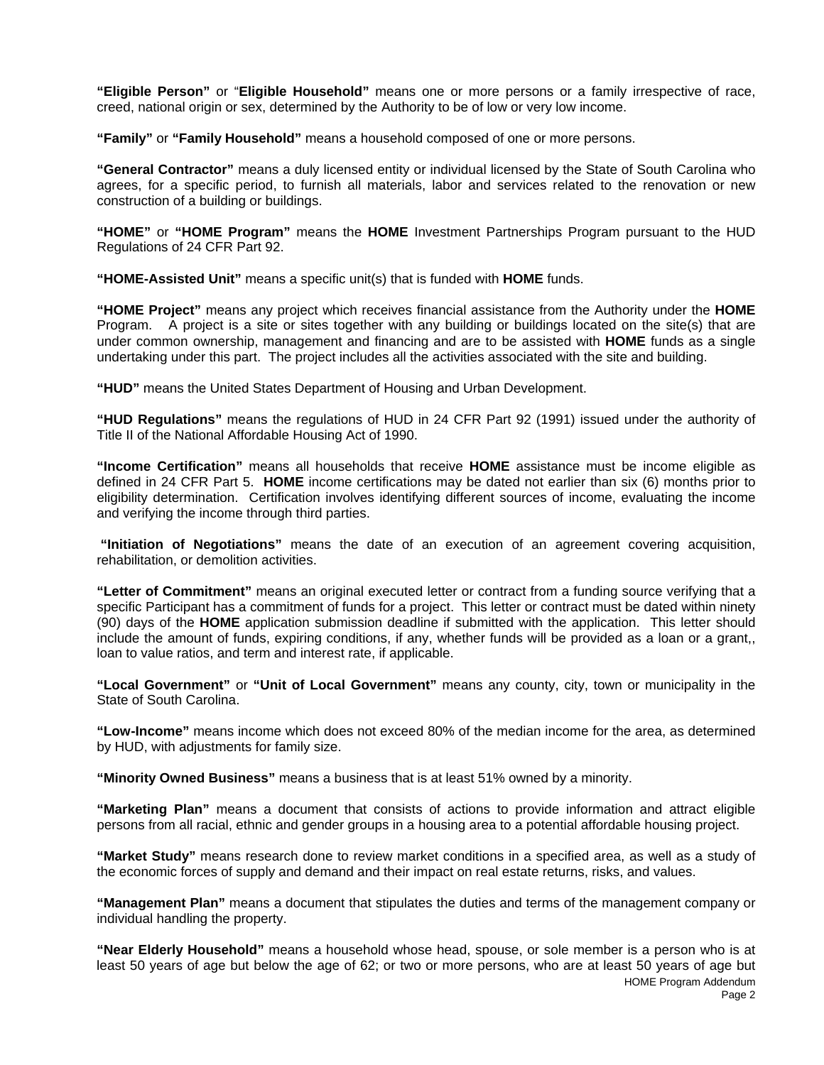**"Eligible Person"** or "**Eligible Household"** means one or more persons or a family irrespective of race, creed, national origin or sex, determined by the Authority to be of low or very low income.

**"Family"** or **"Family Household"** means a household composed of one or more persons.

**"General Contractor"** means a duly licensed entity or individual licensed by the State of South Carolina who agrees, for a specific period, to furnish all materials, labor and services related to the renovation or new construction of a building or buildings.

**"HOME"** or **"HOME Program"** means the **HOME** Investment Partnerships Program pursuant to the HUD Regulations of 24 CFR Part 92.

**"HOME-Assisted Unit"** means a specific unit(s) that is funded with **HOME** funds.

**"HOME Project"** means any project which receives financial assistance from the Authority under the **HOME** Program. A project is a site or sites together with any building or buildings located on the site(s) that are under common ownership, management and financing and are to be assisted with **HOME** funds as a single undertaking under this part. The project includes all the activities associated with the site and building.

**"HUD"** means the United States Department of Housing and Urban Development.

**"HUD Regulations"** means the regulations of HUD in 24 CFR Part 92 (1991) issued under the authority of Title II of the National Affordable Housing Act of 1990.

**"Income Certification"** means all households that receive **HOME** assistance must be income eligible as defined in 24 CFR Part 5. **HOME** income certifications may be dated not earlier than six (6) months prior to eligibility determination. Certification involves identifying different sources of income, evaluating the income and verifying the income through third parties.

**"Initiation of Negotiations"** means the date of an execution of an agreement covering acquisition, rehabilitation, or demolition activities.

**"Letter of Commitment"** means an original executed letter or contract from a funding source verifying that a specific Participant has a commitment of funds for a project. This letter or contract must be dated within ninety (90) days of the **HOME** application submission deadline if submitted with the application. This letter should include the amount of funds, expiring conditions, if any, whether funds will be provided as a loan or a grant,, loan to value ratios, and term and interest rate, if applicable.

**"Local Government"** or **"Unit of Local Government"** means any county, city, town or municipality in the State of South Carolina.

**"Low-Income"** means income which does not exceed 80% of the median income for the area, as determined by HUD, with adjustments for family size.

**"Minority Owned Business"** means a business that is at least 51% owned by a minority.

**"Marketing Plan"** means a document that consists of actions to provide information and attract eligible persons from all racial, ethnic and gender groups in a housing area to a potential affordable housing project.

**"Market Study"** means research done to review market conditions in a specified area, as well as a study of the economic forces of supply and demand and their impact on real estate returns, risks, and values.

**"Management Plan"** means a document that stipulates the duties and terms of the management company or individual handling the property.

**"Near Elderly Household"** means a household whose head, spouse, or sole member is a person who is at least 50 years of age but below the age of 62; or two or more persons, who are at least 50 years of age but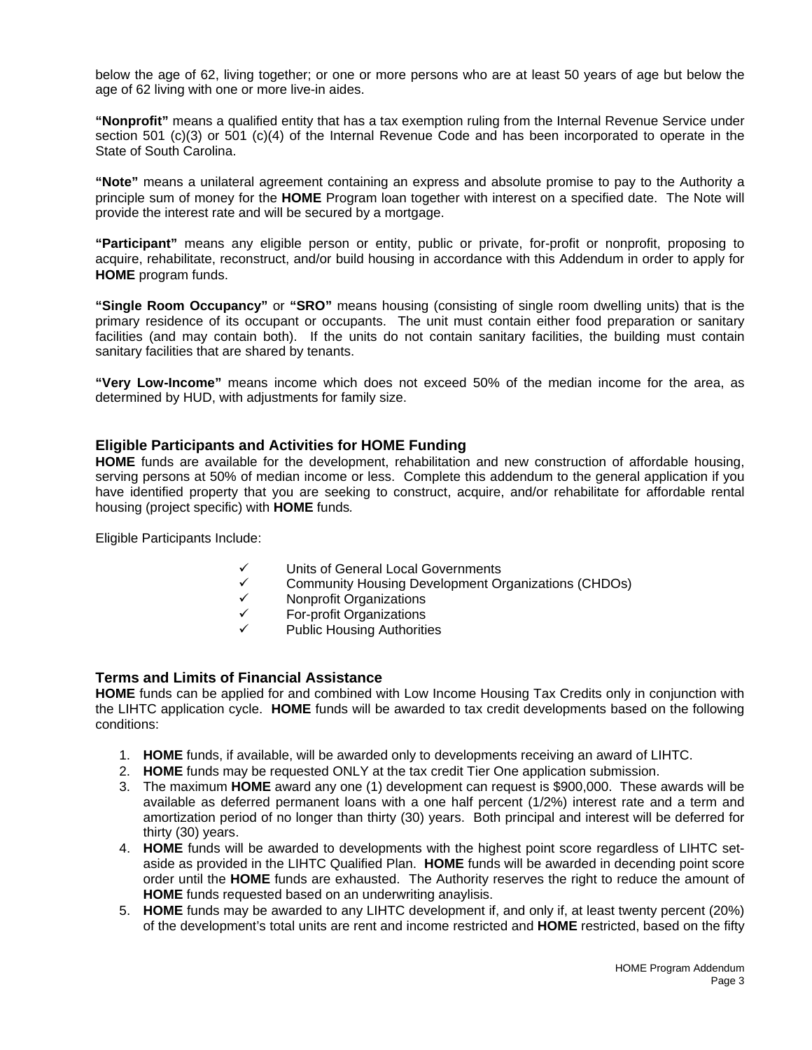below the age of 62, living together; or one or more persons who are at least 50 years of age but below the age of 62 living with one or more live-in aides.

**"Nonprofit"** means a qualified entity that has a tax exemption ruling from the Internal Revenue Service under section 501 (c)(3) or 501 (c)(4) of the Internal Revenue Code and has been incorporated to operate in the State of South Carolina.

**"Note"** means a unilateral agreement containing an express and absolute promise to pay to the Authority a principle sum of money for the **HOME** Program loan together with interest on a specified date. The Note will provide the interest rate and will be secured by a mortgage.

**"Participant"** means any eligible person or entity, public or private, for-profit or nonprofit, proposing to acquire, rehabilitate, reconstruct, and/or build housing in accordance with this Addendum in order to apply for **HOME** program funds.

**"Single Room Occupancy"** or **"SRO"** means housing (consisting of single room dwelling units) that is the primary residence of its occupant or occupants. The unit must contain either food preparation or sanitary facilities (and may contain both). If the units do not contain sanitary facilities, the building must contain sanitary facilities that are shared by tenants.

**"Very Low-Income"** means income which does not exceed 50% of the median income for the area, as determined by HUD, with adjustments for family size.

## Eligible Participants and Activities for HOME Funding

**HOME** funds are available for the development, rehabilitation and new construction of affordable housing, serving persons at 50% of median income or less. Complete this addendum to the general application if you have identified property that you are seeking to construct, acquire, and/or rehabilitate for affordable rental housing (project specific) with **HOME** funds*.*

Eligible Participants Include:

- ✓ Units of General Local Governments
- ✓ Community Housing Development Organizations (CHDOs)
- ✓ Nonprofit Organizations
- ✓ For-profit Organizations
- ✓ Public Housing Authorities

## Terms and Limits of Financial Assistance

**HOME** funds can be applied for and combined with Low Income Housing Tax Credits only in conjunction with the LIHTC application cycle. **HOME** funds will be awarded to tax credit developments based on the following conditions:

1. **HOME** funds, if available, will be awarded only to developments receiving an award of LIHTC.
2. **HOME** funds may be requested ONLY at the tax credit Tier One application submission.
3. The maximum **HOME** award any one (1) development can request is $900,000. These awards will be available as deferred permanent loans with a one half percent (1/2%) interest rate and a term and amortization period of no longer than thirty (30) years. Both principal and interest will be deferred for thirty (30) years.
4. **HOME** funds will be awarded to developments with the highest point score regardless of LIHTC set-aside as provided in the LIHTC Qualified Plan. **HOME** funds will be awarded in decending point score order until the **HOME** funds are exhausted. The Authority reserves the right to reduce the amount of **HOME** funds requested based on an underwriting anaylisis.
5. **HOME** funds may be awarded to any LIHTC development if, and only if, at least twenty percent (20%) of the development's total units are rent and income restricted and **HOME** restricted, based on the fifty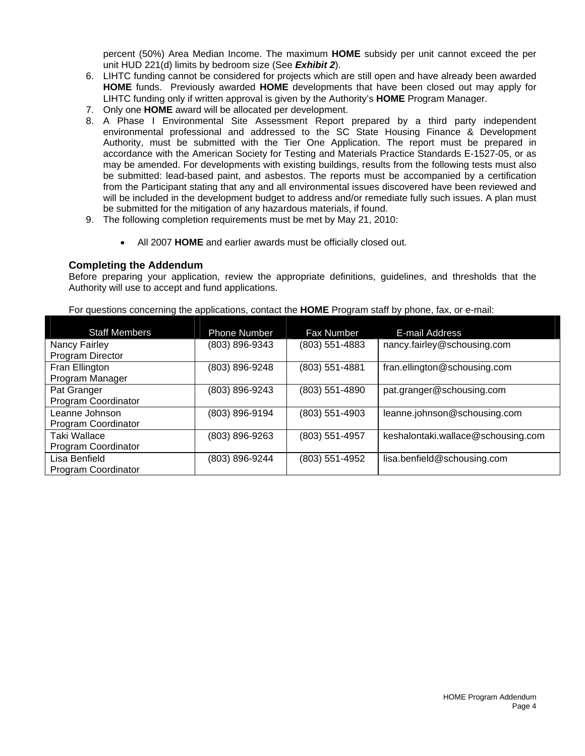percent (50%) Area Median Income. The maximum **HOME** subsidy per unit cannot exceed the per unit HUD 221(d) limits by bedroom size (See ***Exhibit 2***).

6. LIHTC funding cannot be considered for projects which are still open and have already been awarded **HOME** funds. Previously awarded **HOME** developments that have been closed out may apply for LIHTC funding only if written approval is given by the Authority's **HOME** Program Manager.
7. Only one **HOME** award will be allocated per development.
8. A Phase I Environmental Site Assessment Report prepared by a third party independent environmental professional and addressed to the SC State Housing Finance & Development Authority, must be submitted with the Tier One Application. The report must be prepared in accordance with the American Society for Testing and Materials Practice Standards E-1527-05, or as may be amended. For developments with existing buildings, results from the following tests must also be submitted: lead-based paint, and asbestos. The reports must be accompanied by a certification from the Participant stating that any and all environmental issues discovered have been reviewed and will be included in the development budget to address and/or remediate fully such issues. A plan must be submitted for the mitigation of any hazardous materials, if found.
9. The following completion requirements must be met by May 21, 2010:

   - All 2007 **HOME** and earlier awards must be officially closed out.

### Completing the Addendum

Before preparing your application, review the appropriate definitions, guidelines, and thresholds that the Authority will use to accept and fund applications.

For questions concerning the applications, contact the **HOME** Program staff by phone, fax, or e-mail:

| Staff Members | Phone Number | Fax Number | E-mail Address |
|---|---|---|---|
| Nancy Fairley<br>Program Director | (803) 896-9343 | (803) 551-4883 | nancy.fairley@schousing.com |
| Fran Ellington<br>Program Manager | (803) 896-9248 | (803) 551-4881 | fran.ellington@schousing.com |
| Pat Granger<br>Program Coordinator | (803) 896-9243 | (803) 551-4890 | pat.granger@schousing.com |
| Leanne Johnson<br>Program Coordinator | (803) 896-9194 | (803) 551-4903 | leanne.johnson@schousing.com |
| Taki Wallace<br>Program Coordinator | (803) 896-9263 | (803) 551-4957 | keshalontaki.wallace@schousing.com |
| Lisa Benfield<br>Program Coordinator | (803) 896-9244 | (803) 551-4952 | lisa.benfield@schousing.com |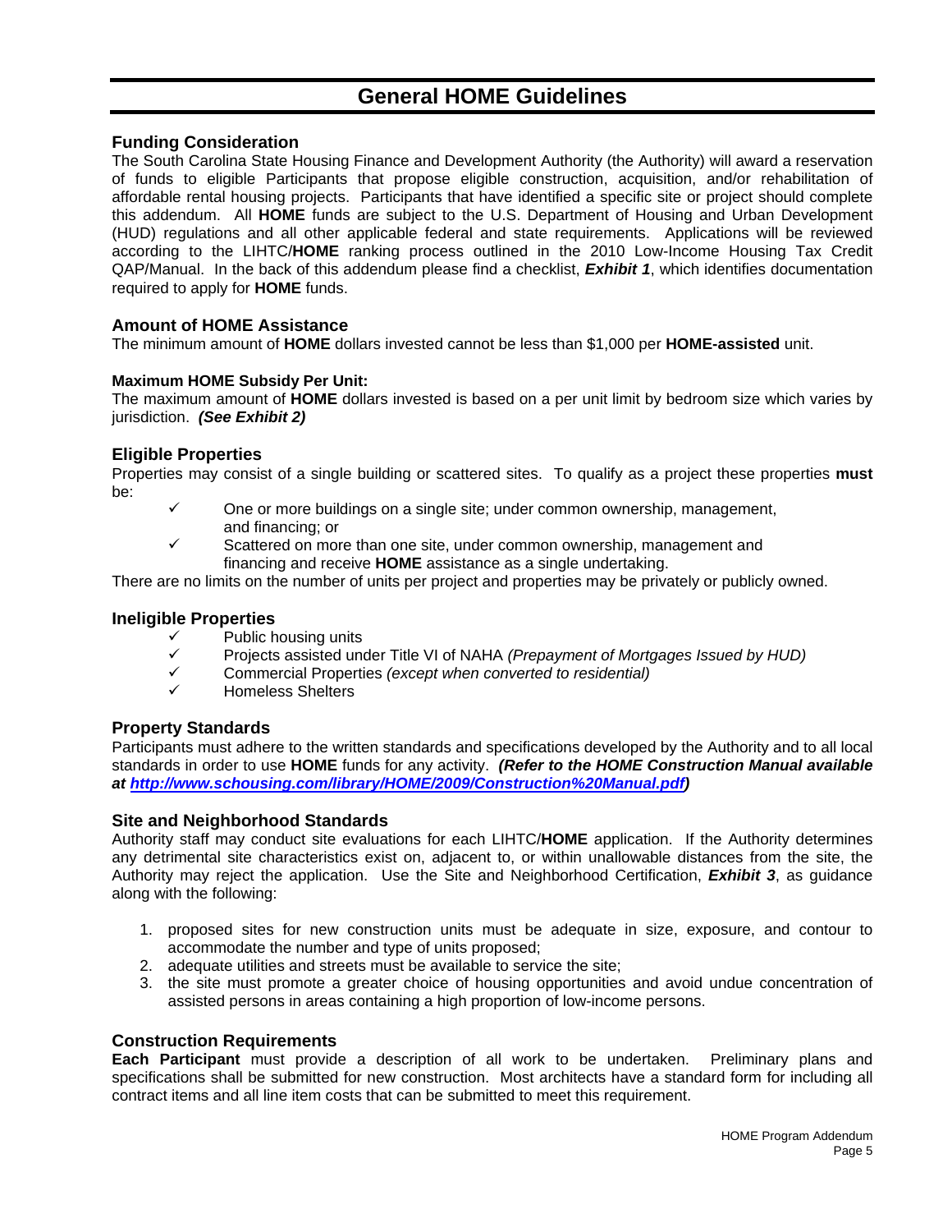# General HOME Guidelines

## Funding Consideration

The South Carolina State Housing Finance and Development Authority (the Authority) will award a reservation of funds to eligible Participants that propose eligible construction, acquisition, and/or rehabilitation of affordable rental housing projects. Participants that have identified a specific site or project should complete this addendum. All **HOME** funds are subject to the U.S. Department of Housing and Urban Development (HUD) regulations and all other applicable federal and state requirements. Applications will be reviewed according to the LIHTC/**HOME** ranking process outlined in the 2010 Low-Income Housing Tax Credit QAP/Manual. In the back of this addendum please find a checklist, ***Exhibit 1***, which identifies documentation required to apply for **HOME** funds.

## Amount of HOME Assistance

The minimum amount of **HOME** dollars invested cannot be less than $1,000 per **HOME-assisted** unit.

### Maximum HOME Subsidy Per Unit:

The maximum amount of **HOME** dollars invested is based on a per unit limit by bedroom size which varies by jurisdiction. ***(See Exhibit 2)***

## Eligible Properties

Properties may consist of a single building or scattered sites. To qualify as a project these properties **must** be:

- ✓ One or more buildings on a single site; under common ownership, management, and financing; or
- ✓ Scattered on more than one site, under common ownership, management and financing and receive **HOME** assistance as a single undertaking.

There are no limits on the number of units per project and properties may be privately or publicly owned.

## Ineligible Properties

- ✓ Public housing units
- ✓ Projects assisted under Title VI of NAHA *(Prepayment of Mortgages Issued by HUD)*
- ✓ Commercial Properties *(except when converted to residential)*
- ✓ Homeless Shelters

## Property Standards

Participants must adhere to the written standards and specifications developed by the Authority and to all local standards in order to use **HOME** funds for any activity. ***(Refer to the HOME Construction Manual available at [http://www.schousing.com/library/HOME/2009/Construction%20Manual.pdf](http://www.schousing.com/library/HOME/2009/Construction%20Manual.pdf))***

## Site and Neighborhood Standards

Authority staff may conduct site evaluations for each LIHTC/**HOME** application. If the Authority determines any detrimental site characteristics exist on, adjacent to, or within unallowable distances from the site, the Authority may reject the application. Use the Site and Neighborhood Certification, ***Exhibit 3***, as guidance along with the following:

1. proposed sites for new construction units must be adequate in size, exposure, and contour to accommodate the number and type of units proposed;
2. adequate utilities and streets must be available to service the site;
3. the site must promote a greater choice of housing opportunities and avoid undue concentration of assisted persons in areas containing a high proportion of low-income persons.

## Construction Requirements

**Each Participant** must provide a description of all work to be undertaken. Preliminary plans and specifications shall be submitted for new construction. Most architects have a standard form for including all contract items and all line item costs that can be submitted to meet this requirement.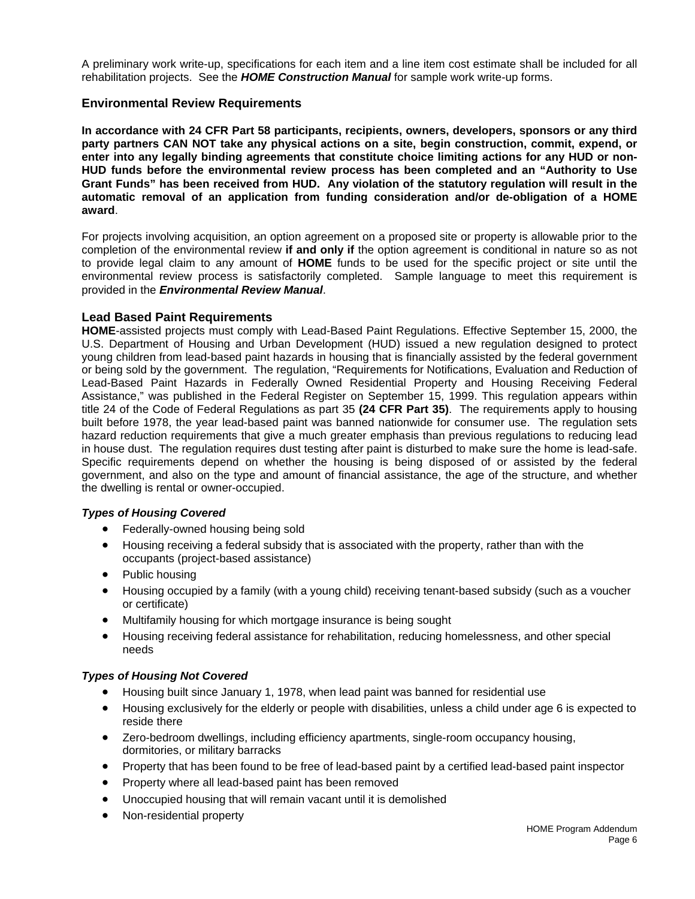A preliminary work write-up, specifications for each item and a line item cost estimate shall be included for all rehabilitation projects. See the ***HOME Construction Manual*** for sample work write-up forms.

## Environmental Review Requirements

**In accordance with 24 CFR Part 58 participants, recipients, owners, developers, sponsors or any third party partners CAN NOT take any physical actions on a site, begin construction, commit, expend, or enter into any legally binding agreements that constitute choice limiting actions for any HUD or non-HUD funds before the environmental review process has been completed and an "Authority to Use Grant Funds" has been received from HUD. Any violation of the statutory regulation will result in the automatic removal of an application from funding consideration and/or de-obligation of a HOME award**.

For projects involving acquisition, an option agreement on a proposed site or property is allowable prior to the completion of the environmental review **if and only if** the option agreement is conditional in nature so as not to provide legal claim to any amount of **HOME** funds to be used for the specific project or site until the environmental review process is satisfactorily completed. Sample language to meet this requirement is provided in the ***Environmental Review Manual***.

## Lead Based Paint Requirements

**HOME**-assisted projects must comply with Lead-Based Paint Regulations. Effective September 15, 2000, the U.S. Department of Housing and Urban Development (HUD) issued a new regulation designed to protect young children from lead-based paint hazards in housing that is financially assisted by the federal government or being sold by the government. The regulation, "Requirements for Notifications, Evaluation and Reduction of Lead-Based Paint Hazards in Federally Owned Residential Property and Housing Receiving Federal Assistance," was published in the Federal Register on September 15, 1999. This regulation appears within title 24 of the Code of Federal Regulations as part 35 **(24 CFR Part 35)**. The requirements apply to housing built before 1978, the year lead-based paint was banned nationwide for consumer use. The regulation sets hazard reduction requirements that give a much greater emphasis than previous regulations to reducing lead in house dust. The regulation requires dust testing after paint is disturbed to make sure the home is lead-safe. Specific requirements depend on whether the housing is being disposed of or assisted by the federal government, and also on the type and amount of financial assistance, the age of the structure, and whether the dwelling is rental or owner-occupied.

### *Types of Housing Covered*

- Federally-owned housing being sold
- Housing receiving a federal subsidy that is associated with the property, rather than with the occupants (project-based assistance)
- Public housing
- Housing occupied by a family (with a young child) receiving tenant-based subsidy (such as a voucher or certificate)
- Multifamily housing for which mortgage insurance is being sought
- Housing receiving federal assistance for rehabilitation, reducing homelessness, and other special needs

### *Types of Housing Not Covered*

- Housing built since January 1, 1978, when lead paint was banned for residential use
- Housing exclusively for the elderly or people with disabilities, unless a child under age 6 is expected to reside there
- Zero-bedroom dwellings, including efficiency apartments, single-room occupancy housing, dormitories, or military barracks
- Property that has been found to be free of lead-based paint by a certified lead-based paint inspector
- Property where all lead-based paint has been removed
- Unoccupied housing that will remain vacant until it is demolished
- Non-residential property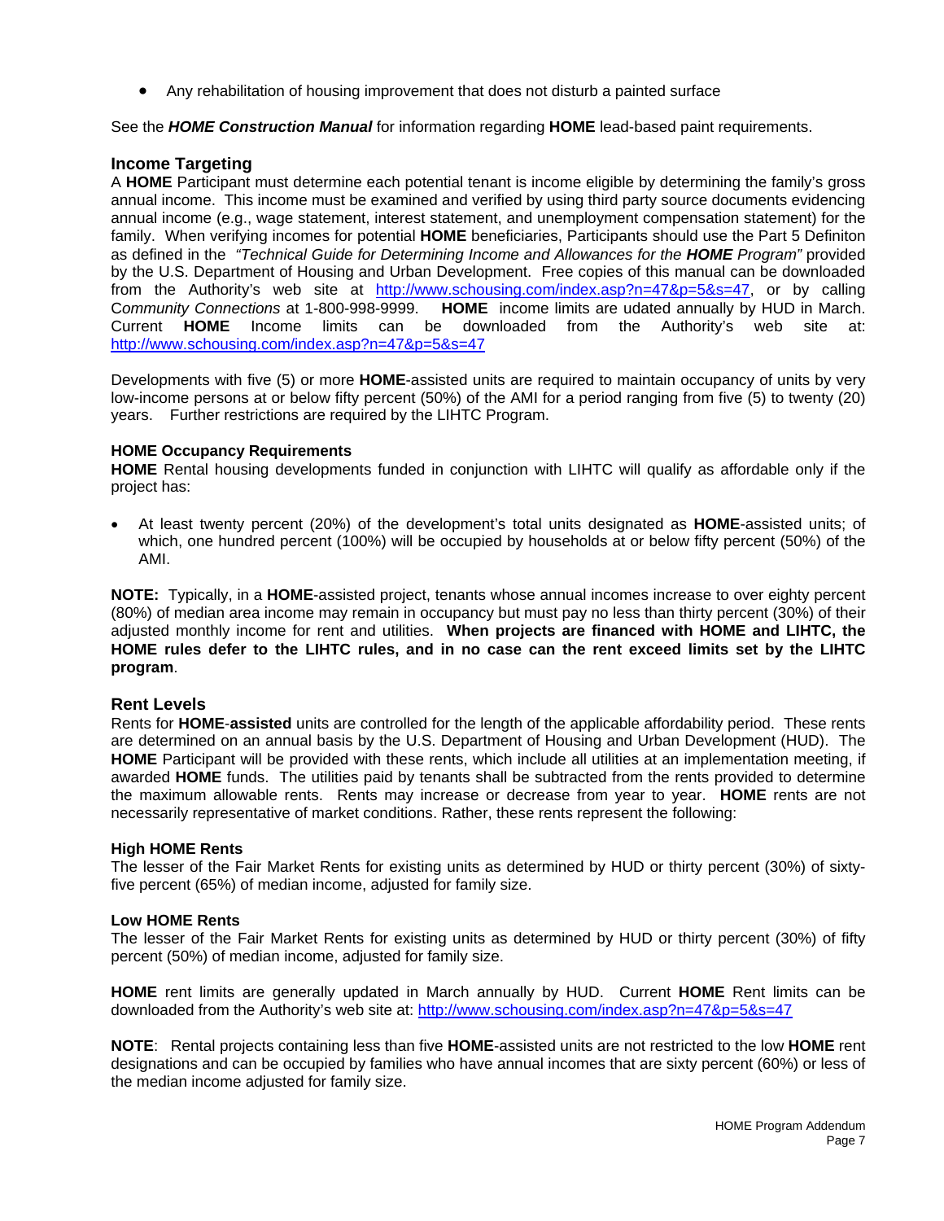- Any rehabilitation of housing improvement that does not disturb a painted surface

See the ***HOME Construction Manual*** for information regarding **HOME** lead-based paint requirements.

## Income Targeting

A **HOME** Participant must determine each potential tenant is income eligible by determining the family's gross annual income. This income must be examined and verified by using third party source documents evidencing annual income (e.g., wage statement, interest statement, and unemployment compensation statement) for the family. When verifying incomes for potential **HOME** beneficiaries, Participants should use the Part 5 Definiton as defined in the *"Technical Guide for Determining Income and Allowances for the **HOME** Program"* provided by the U.S. Department of Housing and Urban Development. Free copies of this manual can be downloaded from the Authority's web site at http://www.schousing.com/index.asp?n=47&p=5&s=47, or by calling C*ommunity Connections* at 1-800-998-9999. **HOME** income limits are udated annually by HUD in March. Current **HOME** Income limits can be downloaded from the Authority's web site at: http://www.schousing.com/index.asp?n=47&p=5&s=47

Developments with five (5) or more **HOME**-assisted units are required to maintain occupancy of units by very low-income persons at or below fifty percent (50%) of the AMI for a period ranging from five (5) to twenty (20) years. Further restrictions are required by the LIHTC Program.

### HOME Occupancy Requirements

**HOME** Rental housing developments funded in conjunction with LIHTC will qualify as affordable only if the project has:

- At least twenty percent (20%) of the development's total units designated as **HOME**-assisted units; of which, one hundred percent (100%) will be occupied by households at or below fifty percent (50%) of the AMI.

**NOTE:** Typically, in a **HOME**-assisted project, tenants whose annual incomes increase to over eighty percent (80%) of median area income may remain in occupancy but must pay no less than thirty percent (30%) of their adjusted monthly income for rent and utilities. **When projects are financed with HOME and LIHTC, the HOME rules defer to the LIHTC rules, and in no case can the rent exceed limits set by the LIHTC program**.

## Rent Levels

Rents for **HOME-assisted** units are controlled for the length of the applicable affordability period. These rents are determined on an annual basis by the U.S. Department of Housing and Urban Development (HUD). The **HOME** Participant will be provided with these rents, which include all utilities at an implementation meeting, if awarded **HOME** funds. The utilities paid by tenants shall be subtracted from the rents provided to determine the maximum allowable rents. Rents may increase or decrease from year to year. **HOME** rents are not necessarily representative of market conditions. Rather, these rents represent the following:

### High HOME Rents

The lesser of the Fair Market Rents for existing units as determined by HUD or thirty percent (30%) of sixty-five percent (65%) of median income, adjusted for family size.

### Low HOME Rents

The lesser of the Fair Market Rents for existing units as determined by HUD or thirty percent (30%) of fifty percent (50%) of median income, adjusted for family size.

**HOME** rent limits are generally updated in March annually by HUD. Current **HOME** Rent limits can be downloaded from the Authority's web site at: http://www.schousing.com/index.asp?n=47&p=5&s=47

**NOTE**: Rental projects containing less than five **HOME**-assisted units are not restricted to the low **HOME** rent designations and can be occupied by families who have annual incomes that are sixty percent (60%) or less of the median income adjusted for family size.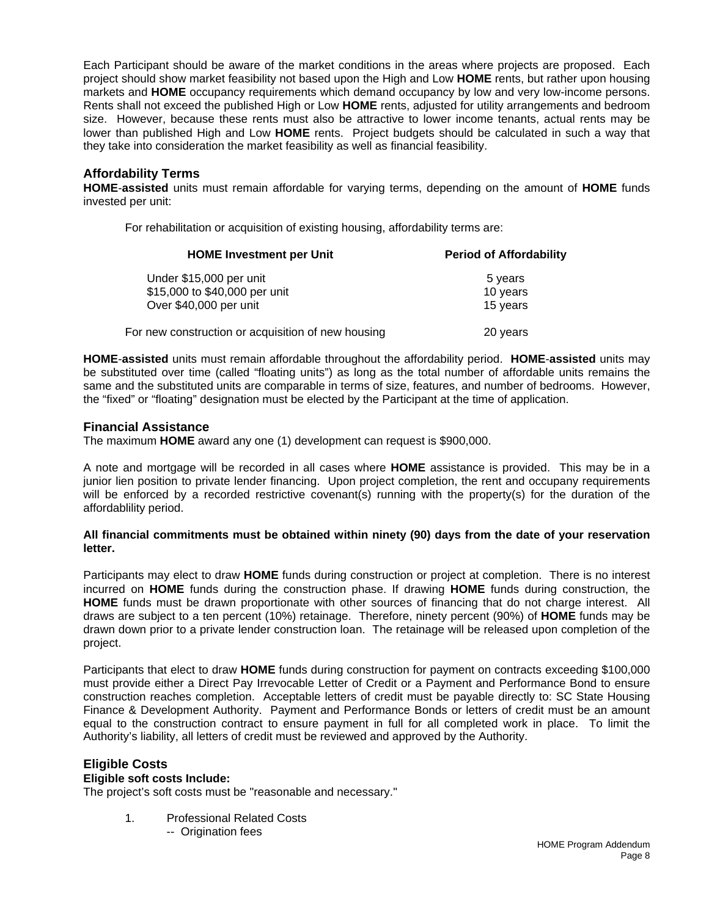Each Participant should be aware of the market conditions in the areas where projects are proposed. Each project should show market feasibility not based upon the High and Low **HOME** rents, but rather upon housing markets and **HOME** occupancy requirements which demand occupancy by low and very low-income persons. Rents shall not exceed the published High or Low **HOME** rents, adjusted for utility arrangements and bedroom size. However, because these rents must also be attractive to lower income tenants, actual rents may be lower than published High and Low **HOME** rents. Project budgets should be calculated in such a way that they take into consideration the market feasibility as well as financial feasibility.

### Affordability Terms

**HOME**-**assisted** units must remain affordable for varying terms, depending on the amount of **HOME** funds invested per unit:

For rehabilitation or acquisition of existing housing, affordability terms are:

| HOME Investment per Unit | Period of Affordability |
|---|---|
| Under $15,000 per unit | 5 years |
| $15,000 to $40,000 per unit | 10 years |
| Over $40,000 per unit | 15 years |
| For new construction or acquisition of new housing | 20 years |

**HOME**-**assisted** units must remain affordable throughout the affordability period. **HOME**-**assisted** units may be substituted over time (called "floating units") as long as the total number of affordable units remains the same and the substituted units are comparable in terms of size, features, and number of bedrooms. However, the "fixed" or "floating" designation must be elected by the Participant at the time of application.

### Financial Assistance

The maximum **HOME** award any one (1) development can request is $900,000.

A note and mortgage will be recorded in all cases where **HOME** assistance is provided. This may be in a junior lien position to private lender financing. Upon project completion, the rent and occupany requirements will be enforced by a recorded restrictive covenant(s) running with the property(s) for the duration of the affordablility period.

**All financial commitments must be obtained within ninety (90) days from the date of your reservation letter.**

Participants may elect to draw **HOME** funds during construction or project at completion. There is no interest incurred on **HOME** funds during the construction phase. If drawing **HOME** funds during construction, the **HOME** funds must be drawn proportionate with other sources of financing that do not charge interest. All draws are subject to a ten percent (10%) retainage. Therefore, ninety percent (90%) of **HOME** funds may be drawn down prior to a private lender construction loan. The retainage will be released upon completion of the project.

Participants that elect to draw **HOME** funds during construction for payment on contracts exceeding $100,000 must provide either a Direct Pay Irrevocable Letter of Credit or a Payment and Performance Bond to ensure construction reaches completion. Acceptable letters of credit must be payable directly to: SC State Housing Finance & Development Authority. Payment and Performance Bonds or letters of credit must be an amount equal to the construction contract to ensure payment in full for all completed work in place. To limit the Authority's liability, all letters of credit must be reviewed and approved by the Authority.

### Eligible Costs

**Eligible soft costs Include:**

The project's soft costs must be "reasonable and necessary."

1. Professional Related Costs
   -- Origination fees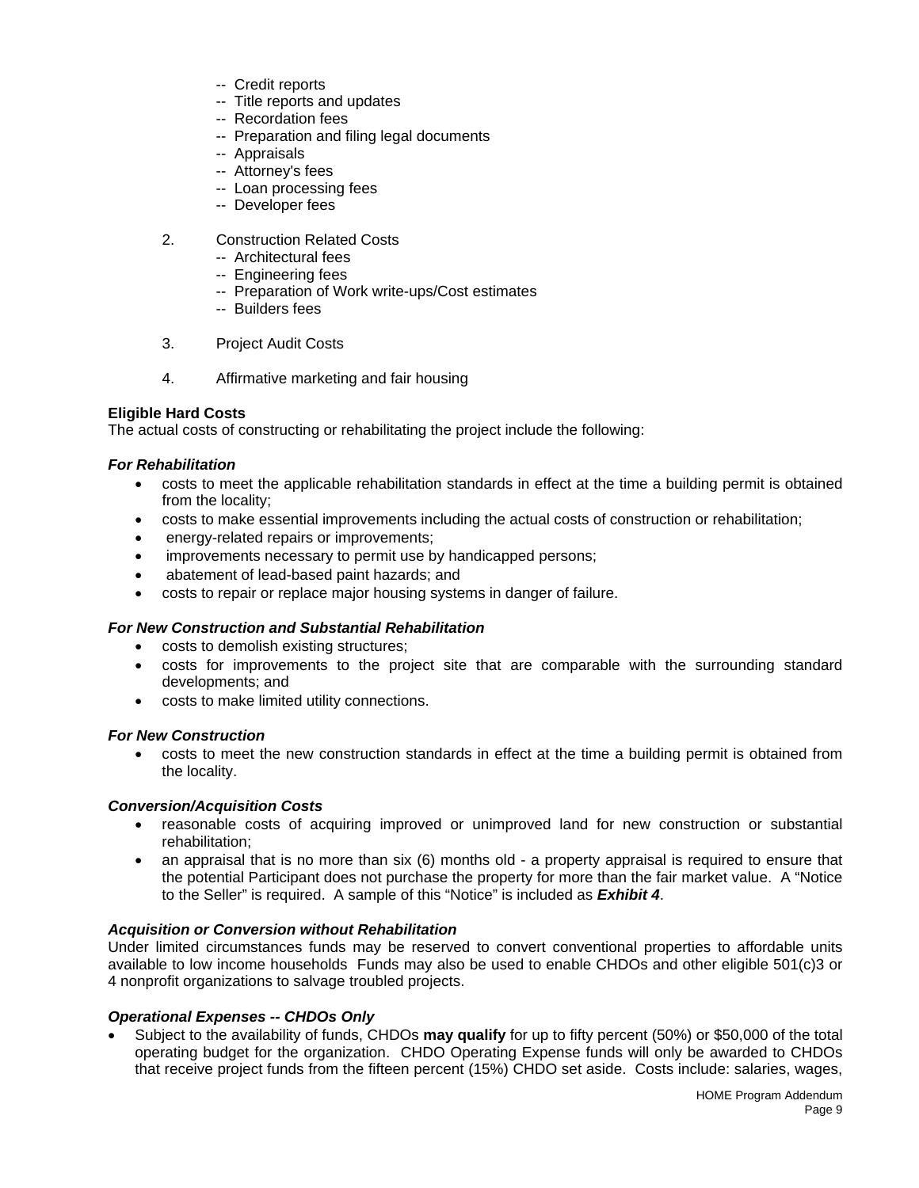- -- Credit reports
- -- Title reports and updates
- -- Recordation fees
- -- Preparation and filing legal documents
- -- Appraisals
- -- Attorney's fees
- -- Loan processing fees
- -- Developer fees

2. Construction Related Costs
   - -- Architectural fees
   - -- Engineering fees
   - -- Preparation of Work write-ups/Cost estimates
   - -- Builders fees

3. Project Audit Costs

4. Affirmative marketing and fair housing

**Eligible Hard Costs**
The actual costs of constructing or rehabilitating the project include the following:

***For Rehabilitation***

- costs to meet the applicable rehabilitation standards in effect at the time a building permit is obtained from the locality;
- costs to make essential improvements including the actual costs of construction or rehabilitation;
- energy-related repairs or improvements;
- improvements necessary to permit use by handicapped persons;
- abatement of lead-based paint hazards; and
- costs to repair or replace major housing systems in danger of failure.

***For New Construction and Substantial Rehabilitation***

- costs to demolish existing structures;
- costs for improvements to the project site that are comparable with the surrounding standard developments; and
- costs to make limited utility connections.

***For New Construction***

- costs to meet the new construction standards in effect at the time a building permit is obtained from the locality.

***Conversion/Acquisition Costs***

- reasonable costs of acquiring improved or unimproved land for new construction or substantial rehabilitation;
- an appraisal that is no more than six (6) months old - a property appraisal is required to ensure that the potential Participant does not purchase the property for more than the fair market value. A "Notice to the Seller" is required. A sample of this "Notice" is included as ***Exhibit 4***.

***Acquisition or Conversion without Rehabilitation***
Under limited circumstances funds may be reserved to convert conventional properties to affordable units available to low income households Funds may also be used to enable CHDOs and other eligible 501(c)3 or 4 nonprofit organizations to salvage troubled projects.

***Operational Expenses -- CHDOs Only***

- Subject to the availability of funds, CHDOs **may qualify** for up to fifty percent (50%) or $50,000 of the total operating budget for the organization. CHDO Operating Expense funds will only be awarded to CHDOs that receive project funds from the fifteen percent (15%) CHDO set aside. Costs include: salaries, wages,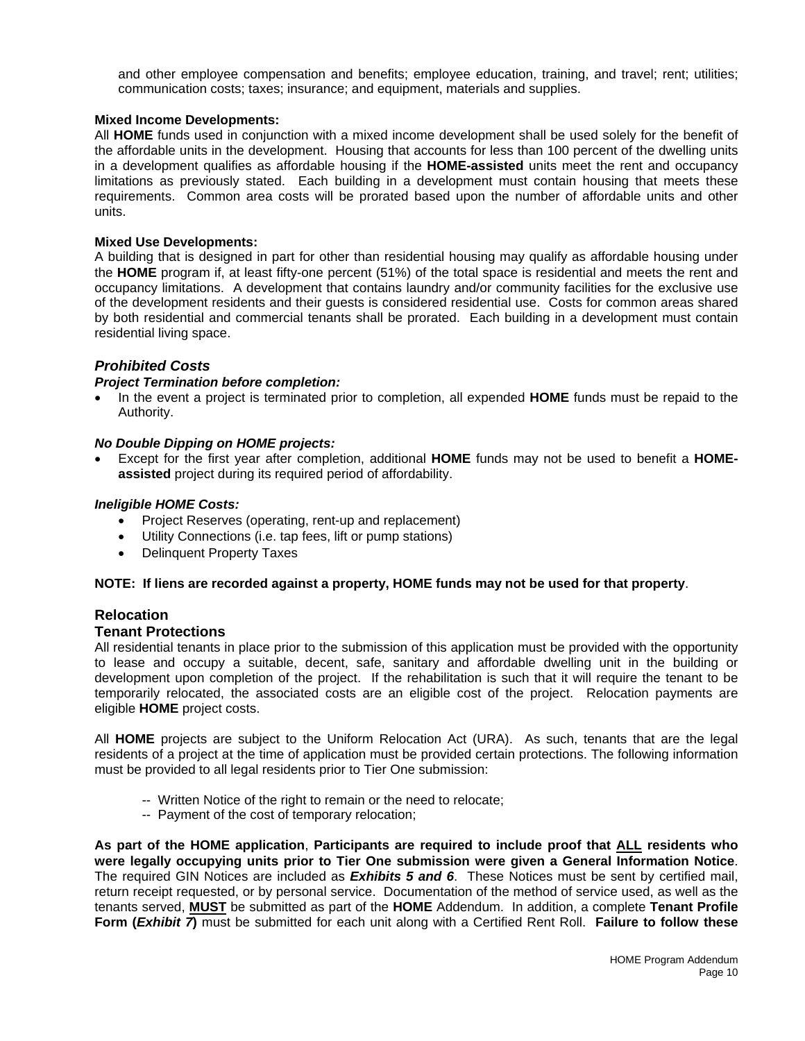and other employee compensation and benefits; employee education, training, and travel; rent; utilities; communication costs; taxes; insurance; and equipment, materials and supplies.

**Mixed Income Developments:**
All **HOME** funds used in conjunction with a mixed income development shall be used solely for the benefit of the affordable units in the development. Housing that accounts for less than 100 percent of the dwelling units in a development qualifies as affordable housing if the **HOME-assisted** units meet the rent and occupancy limitations as previously stated. Each building in a development must contain housing that meets these requirements. Common area costs will be prorated based upon the number of affordable units and other units.

**Mixed Use Developments:**
A building that is designed in part for other than residential housing may qualify as affordable housing under the **HOME** program if, at least fifty-one percent (51%) of the total space is residential and meets the rent and occupancy limitations. A development that contains laundry and/or community facilities for the exclusive use of the development residents and their guests is considered residential use. Costs for common areas shared by both residential and commercial tenants shall be prorated. Each building in a development must contain residential living space.

### *Prohibited Costs*

***Project Termination before completion:***

- In the event a project is terminated prior to completion, all expended **HOME** funds must be repaid to the Authority.

***No Double Dipping on HOME projects:***

- Except for the first year after completion, additional **HOME** funds may not be used to benefit a **HOME-assisted** project during its required period of affordability.

***Ineligible HOME Costs:***

- Project Reserves (operating, rent-up and replacement)
- Utility Connections (i.e. tap fees, lift or pump stations)
- Delinquent Property Taxes

**NOTE: If liens are recorded against a property, HOME funds may not be used for that property**.

### Relocation

### Tenant Protections

All residential tenants in place prior to the submission of this application must be provided with the opportunity to lease and occupy a suitable, decent, safe, sanitary and affordable dwelling unit in the building or development upon completion of the project. If the rehabilitation is such that it will require the tenant to be temporarily relocated, the associated costs are an eligible cost of the project. Relocation payments are eligible **HOME** project costs.

All **HOME** projects are subject to the Uniform Relocation Act (URA). As such, tenants that are the legal residents of a project at the time of application must be provided certain protections. The following information must be provided to all legal residents prior to Tier One submission:

-- Written Notice of the right to remain or the need to relocate;
-- Payment of the cost of temporary relocation;

**As part of the HOME application**, **Participants are required to include proof that <u>ALL</u> residents who were legally occupying units prior to Tier One submission were given a General Information Notice**. The required GIN Notices are included as ***Exhibits 5 and 6***. These Notices must be sent by certified mail, return receipt requested, or by personal service. Documentation of the method of service used, as well as the tenants served, **<u>MUST</u>** be submitted as part of the **HOME** Addendum. In addition, a complete **Tenant Profile Form (*Exhibit 7*)** must be submitted for each unit along with a Certified Rent Roll. **Failure to follow these**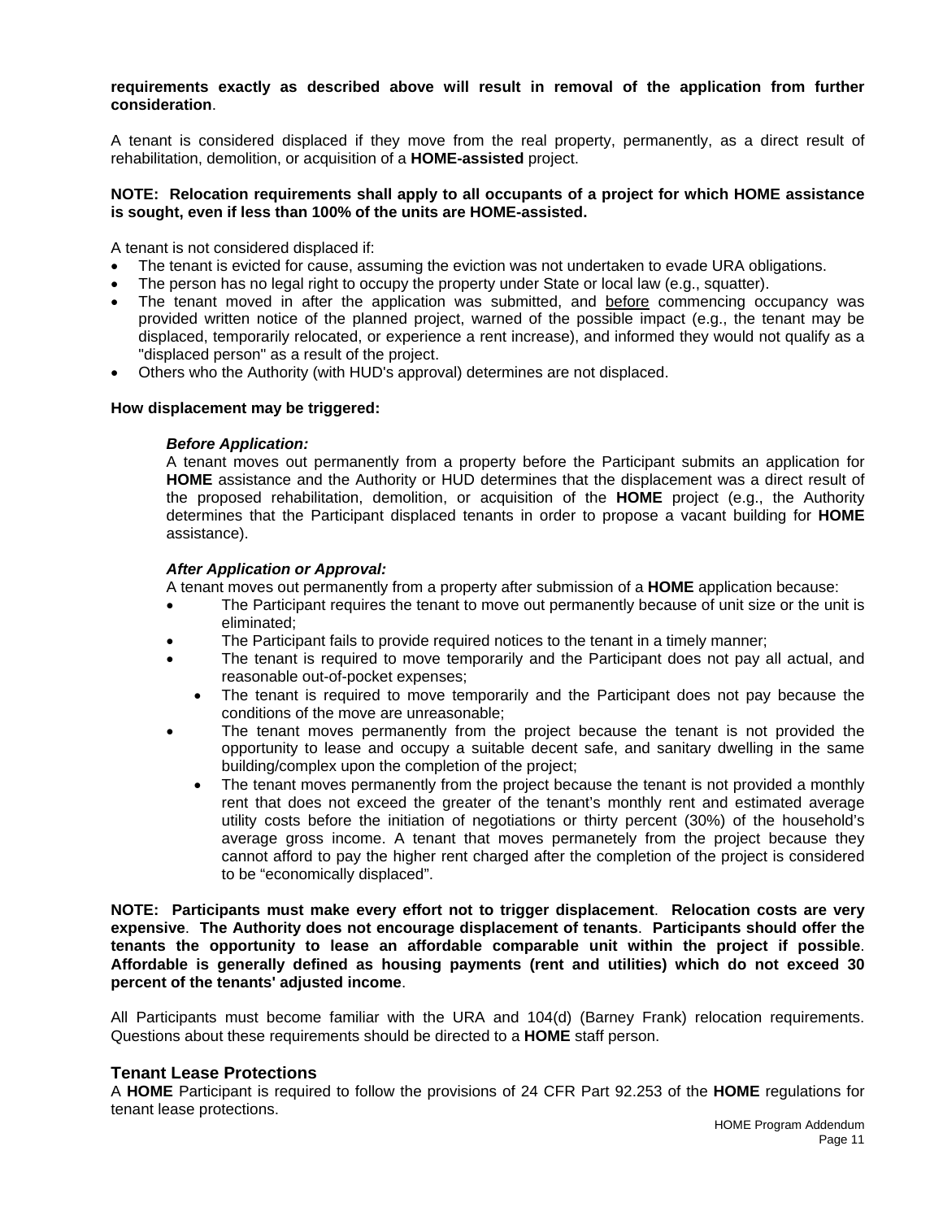**requirements exactly as described above will result in removal of the application from further consideration**.

A tenant is considered displaced if they move from the real property, permanently, as a direct result of rehabilitation, demolition, or acquisition of a **HOME-assisted** project.

**NOTE: Relocation requirements shall apply to all occupants of a project for which HOME assistance is sought, even if less than 100% of the units are HOME-assisted.**

A tenant is not considered displaced if:

- The tenant is evicted for cause, assuming the eviction was not undertaken to evade URA obligations.
- The person has no legal right to occupy the property under State or local law (e.g., squatter).
- The tenant moved in after the application was submitted, and before commencing occupancy was provided written notice of the planned project, warned of the possible impact (e.g., the tenant may be displaced, temporarily relocated, or experience a rent increase), and informed they would not qualify as a "displaced person" as a result of the project.
- Others who the Authority (with HUD's approval) determines are not displaced.

**How displacement may be triggered:**

***Before Application:***
A tenant moves out permanently from a property before the Participant submits an application for **HOME** assistance and the Authority or HUD determines that the displacement was a direct result of the proposed rehabilitation, demolition, or acquisition of the **HOME** project (e.g., the Authority determines that the Participant displaced tenants in order to propose a vacant building for **HOME** assistance).

***After Application or Approval:***
A tenant moves out permanently from a property after submission of a **HOME** application because:

- The Participant requires the tenant to move out permanently because of unit size or the unit is eliminated;
- The Participant fails to provide required notices to the tenant in a timely manner;
- The tenant is required to move temporarily and the Participant does not pay all actual, and reasonable out-of-pocket expenses;
- The tenant is required to move temporarily and the Participant does not pay because the conditions of the move are unreasonable;
- The tenant moves permanently from the project because the tenant is not provided the opportunity to lease and occupy a suitable decent safe, and sanitary dwelling in the same building/complex upon the completion of the project;
- The tenant moves permanently from the project because the tenant is not provided a monthly rent that does not exceed the greater of the tenant's monthly rent and estimated average utility costs before the initiation of negotiations or thirty percent (30%) of the household's average gross income. A tenant that moves permanetely from the project because they cannot afford to pay the higher rent charged after the completion of the project is considered to be "economically displaced".

**NOTE: Participants must make every effort not to trigger displacement**. **Relocation costs are very expensive**. **The Authority does not encourage displacement of tenants**. **Participants should offer the tenants the opportunity to lease an affordable comparable unit within the project if possible**. **Affordable is generally defined as housing payments (rent and utilities) which do not exceed 30 percent of the tenants' adjusted income**.

All Participants must become familiar with the URA and 104(d) (Barney Frank) relocation requirements. Questions about these requirements should be directed to a **HOME** staff person.

## Tenant Lease Protections

A **HOME** Participant is required to follow the provisions of 24 CFR Part 92.253 of the **HOME** regulations for tenant lease protections.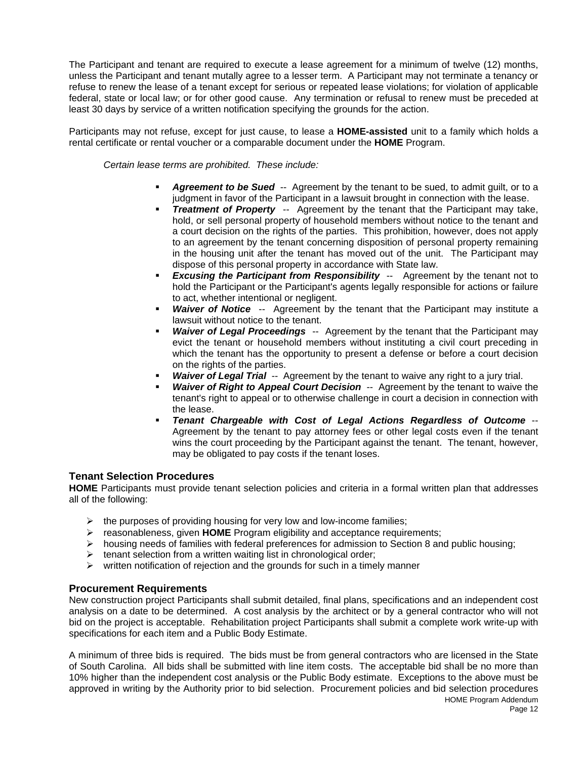The Participant and tenant are required to execute a lease agreement for a minimum of twelve (12) months, unless the Participant and tenant mutally agree to a lesser term. A Participant may not terminate a tenancy or refuse to renew the lease of a tenant except for serious or repeated lease violations; for violation of applicable federal, state or local law; or for other good cause. Any termination or refusal to renew must be preceded at least 30 days by service of a written notification specifying the grounds for the action.

Participants may not refuse, except for just cause, to lease a **HOME-assisted** unit to a family which holds a rental certificate or rental voucher or a comparable document under the **HOME** Program.

*Certain lease terms are prohibited. These include:*

- ***Agreement to be Sued*** -- Agreement by the tenant to be sued, to admit guilt, or to a judgment in favor of the Participant in a lawsuit brought in connection with the lease.
- ***Treatment of Property*** -- Agreement by the tenant that the Participant may take, hold, or sell personal property of household members without notice to the tenant and a court decision on the rights of the parties. This prohibition, however, does not apply to an agreement by the tenant concerning disposition of personal property remaining in the housing unit after the tenant has moved out of the unit. The Participant may dispose of this personal property in accordance with State law.
- ***Excusing the Participant from Responsibility*** -- Agreement by the tenant not to hold the Participant or the Participant's agents legally responsible for actions or failure to act, whether intentional or negligent.
- ***Waiver of Notice*** -- Agreement by the tenant that the Participant may institute a lawsuit without notice to the tenant.
- ***Waiver of Legal Proceedings*** -- Agreement by the tenant that the Participant may evict the tenant or household members without instituting a civil court preceding in which the tenant has the opportunity to present a defense or before a court decision on the rights of the parties.
- ***Waiver of Legal Trial*** -- Agreement by the tenant to waive any right to a jury trial.
- ***Waiver of Right to Appeal Court Decision*** -- Agreement by the tenant to waive the tenant's right to appeal or to otherwise challenge in court a decision in connection with the lease.
- ***Tenant Chargeable with Cost of Legal Actions Regardless of Outcome*** -- Agreement by the tenant to pay attorney fees or other legal costs even if the tenant wins the court proceeding by the Participant against the tenant. The tenant, however, may be obligated to pay costs if the tenant loses.

## Tenant Selection Procedures

**HOME** Participants must provide tenant selection policies and criteria in a formal written plan that addresses all of the following:

- the purposes of providing housing for very low and low-income families;
- reasonableness, given **HOME** Program eligibility and acceptance requirements;
- housing needs of families with federal preferences for admission to Section 8 and public housing;
- tenant selection from a written waiting list in chronological order;
- written notification of rejection and the grounds for such in a timely manner

## Procurement Requirements

New construction project Participants shall submit detailed, final plans, specifications and an independent cost analysis on a date to be determined. A cost analysis by the architect or by a general contractor who will not bid on the project is acceptable. Rehabilitation project Participants shall submit a complete work write-up with specifications for each item and a Public Body Estimate.

A minimum of three bids is required. The bids must be from general contractors who are licensed in the State of South Carolina. All bids shall be submitted with line item costs. The acceptable bid shall be no more than 10% higher than the independent cost analysis or the Public Body estimate. Exceptions to the above must be approved in writing by the Authority prior to bid selection. Procurement policies and bid selection procedures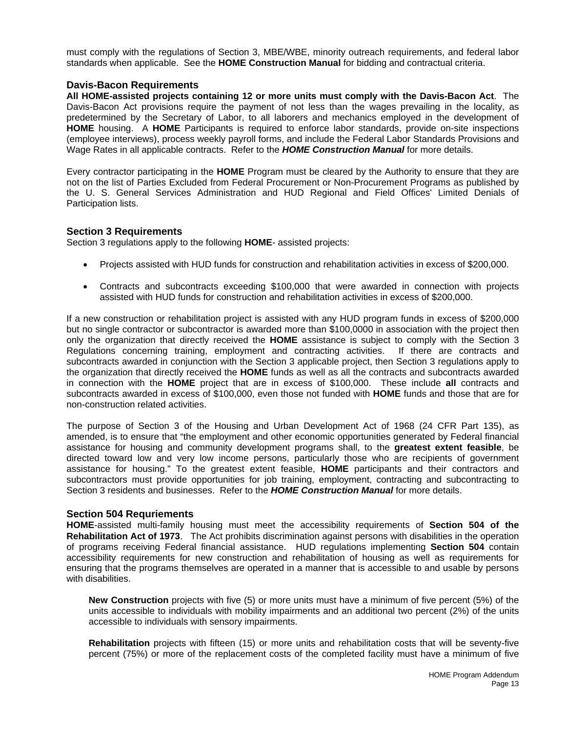must comply with the regulations of Section 3, MBE/WBE, minority outreach requirements, and federal labor standards when applicable. See the **HOME Construction Manual** for bidding and contractual criteria.

### Davis-Bacon Requirements

**All HOME-assisted projects containing 12 or more units must comply with the Davis-Bacon Act**. The Davis-Bacon Act provisions require the payment of not less than the wages prevailing in the locality, as predetermined by the Secretary of Labor, to all laborers and mechanics employed in the development of **HOME** housing. A **HOME** Participants is required to enforce labor standards, provide on-site inspections (employee interviews), process weekly payroll forms, and include the Federal Labor Standards Provisions and Wage Rates in all applicable contracts. Refer to the ***HOME Construction Manual*** for more details.

Every contractor participating in the **HOME** Program must be cleared by the Authority to ensure that they are not on the list of Parties Excluded from Federal Procurement or Non-Procurement Programs as published by the U. S. General Services Administration and HUD Regional and Field Offices' Limited Denials of Participation lists.

### Section 3 Requirements

Section 3 regulations apply to the following **HOME**- assisted projects:

- Projects assisted with HUD funds for construction and rehabilitation activities in excess of $200,000.
- Contracts and subcontracts exceeding $100,000 that were awarded in connection with projects assisted with HUD funds for construction and rehabilitation activities in excess of $200,000.

If a new construction or rehabilitation project is assisted with any HUD program funds in excess of $200,000 but no single contractor or subcontractor is awarded more than $100,0000 in association with the project then only the organization that directly received the **HOME** assistance is subject to comply with the Section 3 Regulations concerning training, employment and contracting activities. If there are contracts and subcontracts awarded in conjunction with the Section 3 applicable project, then Section 3 regulations apply to the organization that directly received the **HOME** funds as well as all the contracts and subcontracts awarded in connection with the **HOME** project that are in excess of $100,000. These include **all** contracts and subcontracts awarded in excess of $100,000, even those not funded with **HOME** funds and those that are for non-construction related activities.

The purpose of Section 3 of the Housing and Urban Development Act of 1968 (24 CFR Part 135), as amended, is to ensure that "the employment and other economic opportunities generated by Federal financial assistance for housing and community development programs shall, to the **greatest extent feasible**, be directed toward low and very low income persons, particularly those who are recipients of government assistance for housing." To the greatest extent feasible, **HOME** participants and their contractors and subcontractors must provide opportunities for job training, employment, contracting and subcontracting to Section 3 residents and businesses. Refer to the ***HOME Construction Manual*** for more details.

### Section 504 Requriements

**HOME**-assisted multi-family housing must meet the accessibility requirements of **Section 504 of the Rehabilitation Act of 1973**. The Act prohibits discrimination against persons with disabilities in the operation of programs receiving Federal financial assistance. HUD regulations implementing **Section 504** contain accessibility requirements for new construction and rehabilitation of housing as well as requirements for ensuring that the programs themselves are operated in a manner that is accessible to and usable by persons with disabilities.

**New Construction** projects with five (5) or more units must have a minimum of five percent (5%) of the units accessible to individuals with mobility impairments and an additional two percent (2%) of the units accessible to individuals with sensory impairments.

**Rehabilitation** projects with fifteen (15) or more units and rehabilitation costs that will be seventy-five percent (75%) or more of the replacement costs of the completed facility must have a minimum of five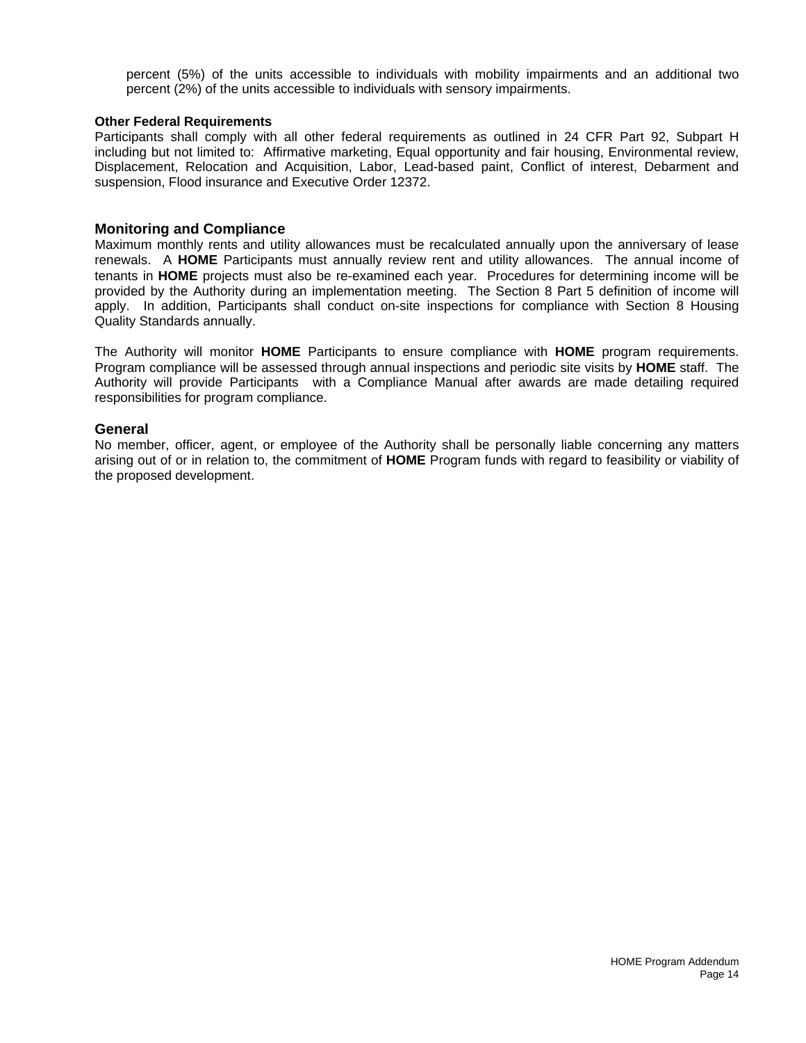percent (5%) of the units accessible to individuals with mobility impairments and an additional two percent (2%) of the units accessible to individuals with sensory impairments.

**Other Federal Requirements**

Participants shall comply with all other federal requirements as outlined in 24 CFR Part 92, Subpart H including but not limited to: Affirmative marketing, Equal opportunity and fair housing, Environmental review, Displacement, Relocation and Acquisition, Labor, Lead-based paint, Conflict of interest, Debarment and suspension, Flood insurance and Executive Order 12372.

## Monitoring and Compliance

Maximum monthly rents and utility allowances must be recalculated annually upon the anniversary of lease renewals. A **HOME** Participants must annually review rent and utility allowances. The annual income of tenants in **HOME** projects must also be re-examined each year. Procedures for determining income will be provided by the Authority during an implementation meeting. The Section 8 Part 5 definition of income will apply. In addition, Participants shall conduct on-site inspections for compliance with Section 8 Housing Quality Standards annually.

The Authority will monitor **HOME** Participants to ensure compliance with **HOME** program requirements. Program compliance will be assessed through annual inspections and periodic site visits by **HOME** staff. The Authority will provide Participants with a Compliance Manual after awards are made detailing required responsibilities for program compliance.

## General

No member, officer, agent, or employee of the Authority shall be personally liable concerning any matters arising out of or in relation to, the commitment of **HOME** Program funds with regard to feasibility or viability of the proposed development.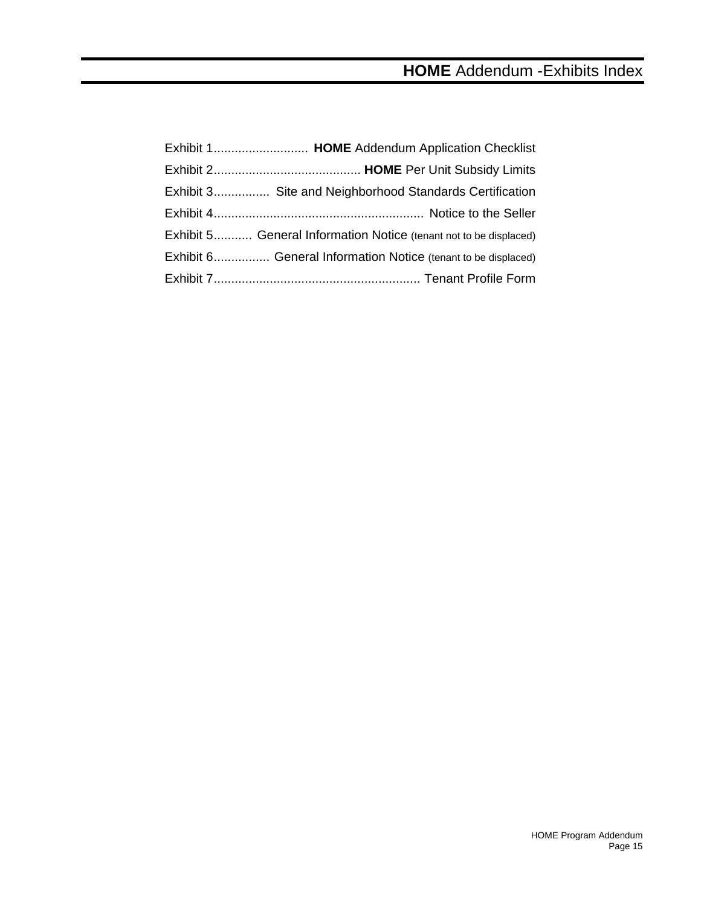# **HOME** Addendum -Exhibits Index

Exhibit 1........................... **HOME** Addendum Application Checklist

Exhibit 2.......................................... **HOME** Per Unit Subsidy Limits

Exhibit 3................ Site and Neighborhood Standards Certification

Exhibit 4............................................................ Notice to the Seller

Exhibit 5........... General Information Notice (tenant not to be displaced)

Exhibit 6................ General Information Notice (tenant to be displaced)

Exhibit 7........................................................... Tenant Profile Form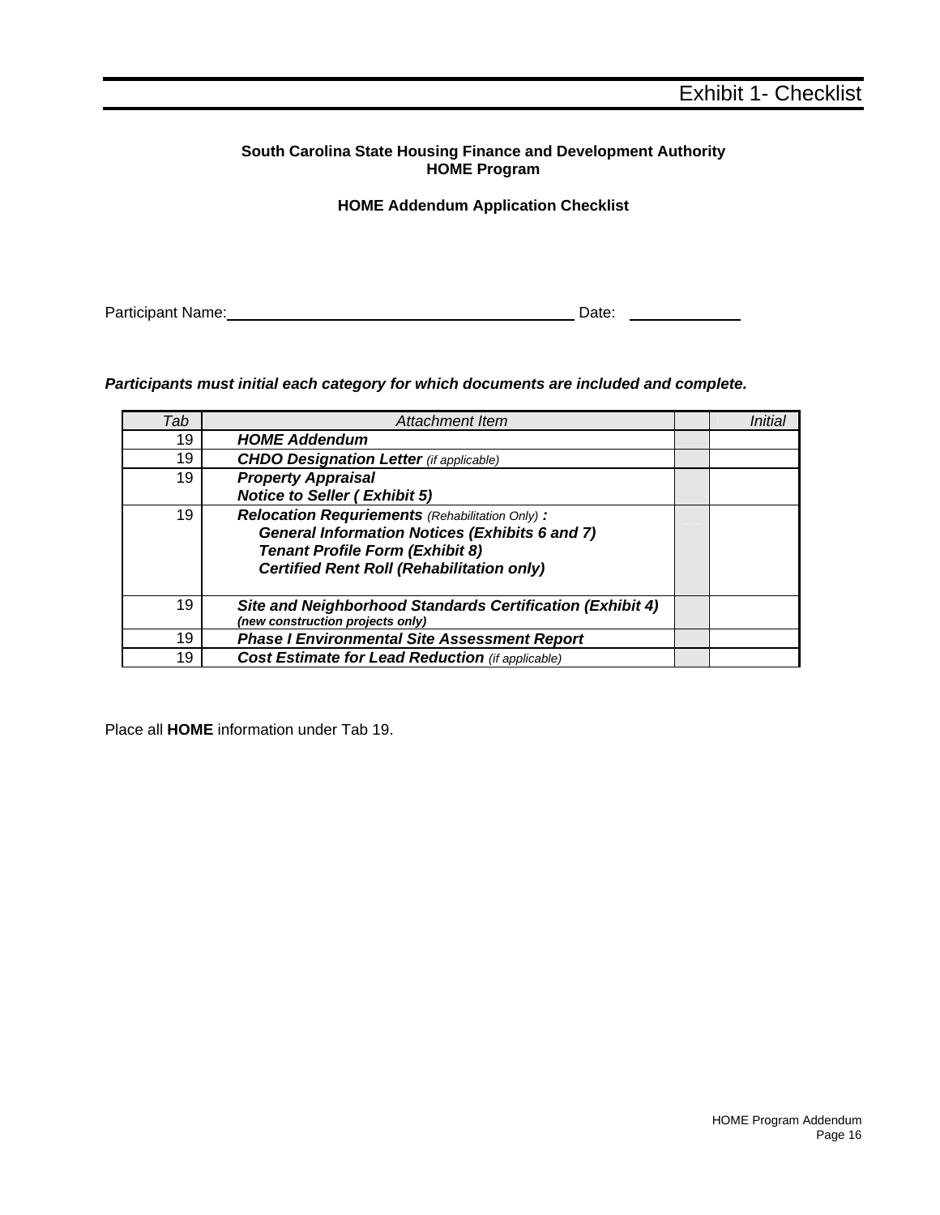# Exhibit 1- Checklist

**South Carolina State Housing Finance and Development Authority**
**HOME Program**

**HOME Addendum Application Checklist**

Participant Name:\_\_\_\_\_\_\_\_\_\_\_\_\_\_\_\_\_\_\_\_\_\_\_\_\_\_\_\_\_\_\_\_\_\_\_\_\_\_\_\_ Date: \_\_\_\_\_\_\_\_\_\_\_\_\_

***Participants must initial each category for which documents are included and complete.***

| *Tab* | *Attachment Item* | | *Initial* |
|---|---|---|---|
| 19 | ***HOME Addendum*** | | |
| 19 | ***CHDO Designation Letter*** *(if applicable)* | | |
| 19 | ***Property Appraisal***<br>***Notice to Seller ( Exhibit 5)*** | | |
| 19 | ***Relocation Requriements*** *(Rehabilitation Only)* ***:***<br>***General Information Notices (Exhibits 6 and 7)***<br>***Tenant Profile Form (Exhibit 8)***<br>***Certified Rent Roll (Rehabilitation only)*** | | |
| 19 | ***Site and Neighborhood Standards Certification (Exhibit 4)***<br>***(new construction projects only)*** | | |
| 19 | ***Phase I Environmental Site Assessment Report*** | | |
| 19 | ***Cost Estimate for Lead Reduction*** *(if applicable)* | | |

Place all **HOME** information under Tab 19.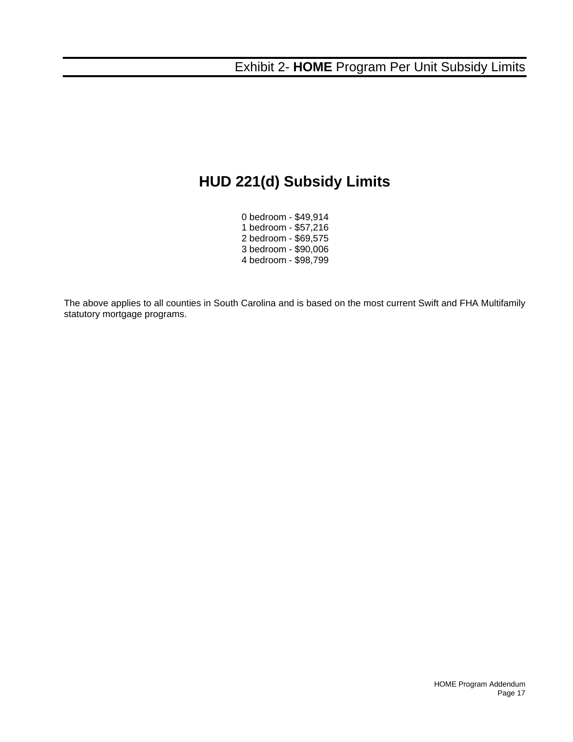# Exhibit 2- **HOME** Program Per Unit Subsidy Limits

## HUD 221(d) Subsidy Limits

0 bedroom - $49,914
1 bedroom - $57,216
2 bedroom - $69,575
3 bedroom - $90,006
4 bedroom - $98,799

The above applies to all counties in South Carolina and is based on the most current Swift and FHA Multifamily statutory mortgage programs.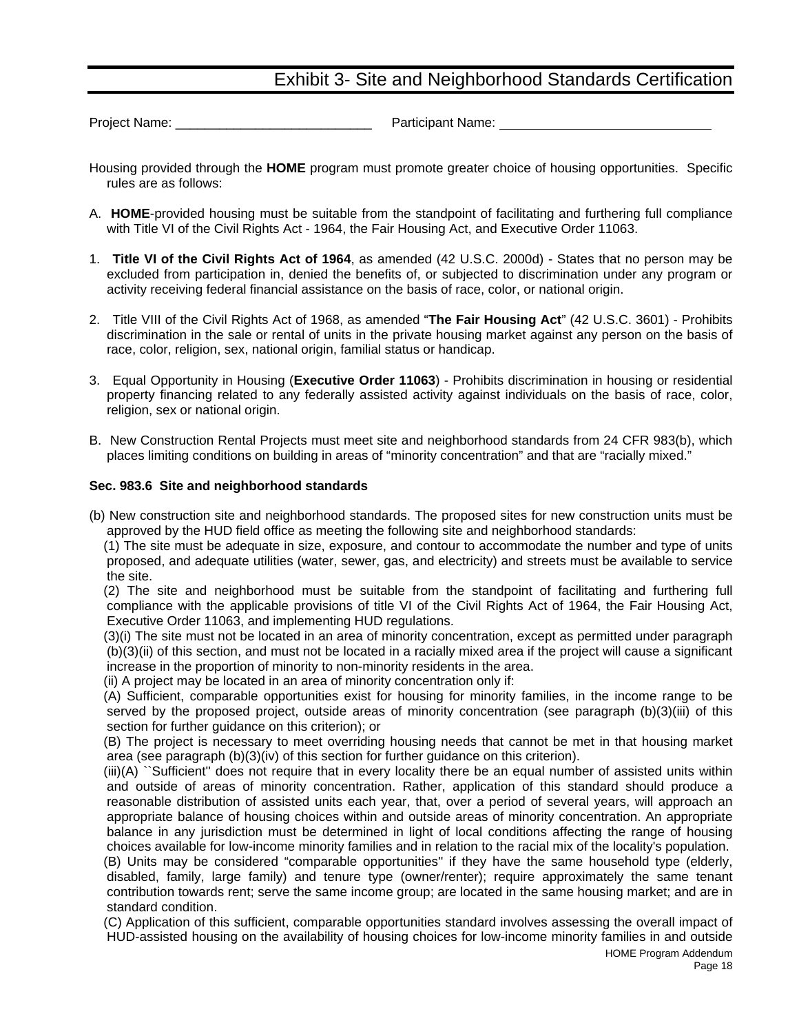## Exhibit 3- Site and Neighborhood Standards Certification

Project Name: ___________________________ Participant Name: _____________________________

Housing provided through the **HOME** program must promote greater choice of housing opportunities. Specific rules are as follows:

A. **HOME**-provided housing must be suitable from the standpoint of facilitating and furthering full compliance with Title VI of the Civil Rights Act - 1964, the Fair Housing Act, and Executive Order 11063.

1. **Title VI of the Civil Rights Act of 1964**, as amended (42 U.S.C. 2000d) - States that no person may be excluded from participation in, denied the benefits of, or subjected to discrimination under any program or activity receiving federal financial assistance on the basis of race, color, or national origin.

2. Title VIII of the Civil Rights Act of 1968, as amended "**The Fair Housing Act**" (42 U.S.C. 3601) - Prohibits discrimination in the sale or rental of units in the private housing market against any person on the basis of race, color, religion, sex, national origin, familial status or handicap.

3. Equal Opportunity in Housing (**Executive Order 11063**) - Prohibits discrimination in housing or residential property financing related to any federally assisted activity against individuals on the basis of race, color, religion, sex or national origin.

B. New Construction Rental Projects must meet site and neighborhood standards from 24 CFR 983(b), which places limiting conditions on building in areas of "minority concentration" and that are "racially mixed."

**Sec. 983.6 Site and neighborhood standards**

(b) New construction site and neighborhood standards. The proposed sites for new construction units must be approved by the HUD field office as meeting the following site and neighborhood standards:

(1) The site must be adequate in size, exposure, and contour to accommodate the number and type of units proposed, and adequate utilities (water, sewer, gas, and electricity) and streets must be available to service the site.

(2) The site and neighborhood must be suitable from the standpoint of facilitating and furthering full compliance with the applicable provisions of title VI of the Civil Rights Act of 1964, the Fair Housing Act, Executive Order 11063, and implementing HUD regulations.

(3)(i) The site must not be located in an area of minority concentration, except as permitted under paragraph (b)(3)(ii) of this section, and must not be located in a racially mixed area if the project will cause a significant increase in the proportion of minority to non-minority residents in the area.

(ii) A project may be located in an area of minority concentration only if:

(A) Sufficient, comparable opportunities exist for housing for minority families, in the income range to be served by the proposed project, outside areas of minority concentration (see paragraph (b)(3)(iii) of this section for further guidance on this criterion); or

(B) The project is necessary to meet overriding housing needs that cannot be met in that housing market area (see paragraph (b)(3)(iv) of this section for further guidance on this criterion).

(iii)(A) ``Sufficient'' does not require that in every locality there be an equal number of assisted units within and outside of areas of minority concentration. Rather, application of this standard should produce a reasonable distribution of assisted units each year, that, over a period of several years, will approach an appropriate balance of housing choices within and outside areas of minority concentration. An appropriate balance in any jurisdiction must be determined in light of local conditions affecting the range of housing choices available for low-income minority families and in relation to the racial mix of the locality's population.

(B) Units may be considered "comparable opportunities'' if they have the same household type (elderly, disabled, family, large family) and tenure type (owner/renter); require approximately the same tenant contribution towards rent; serve the same income group; are located in the same housing market; and are in standard condition.

(C) Application of this sufficient, comparable opportunities standard involves assessing the overall impact of HUD-assisted housing on the availability of housing choices for low-income minority families in and outside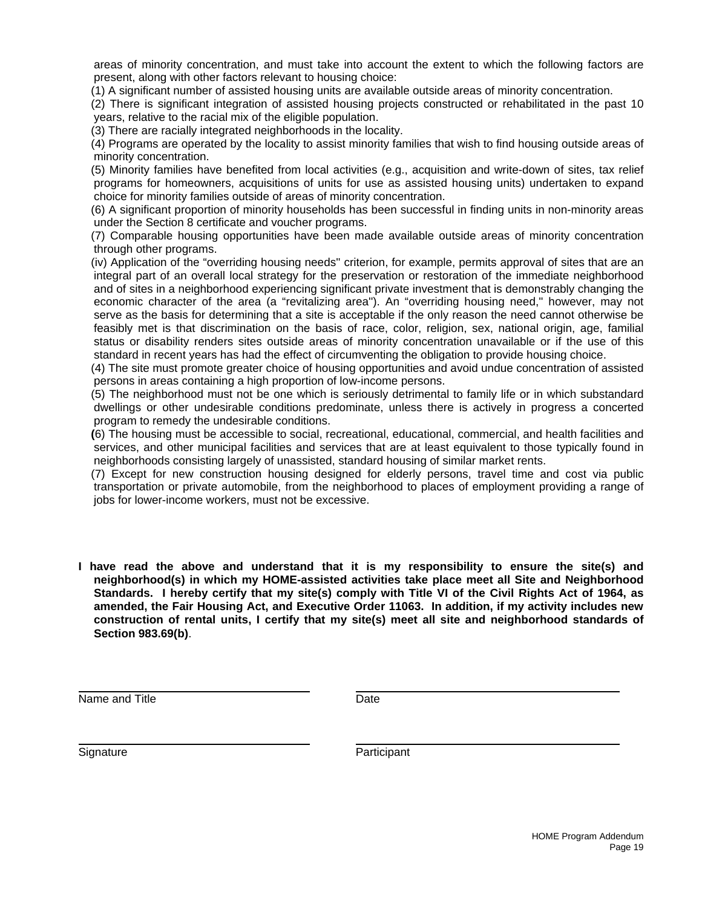areas of minority concentration, and must take into account the extent to which the following factors are present, along with other factors relevant to housing choice:

(1) A significant number of assisted housing units are available outside areas of minority concentration.

(2) There is significant integration of assisted housing projects constructed or rehabilitated in the past 10 years, relative to the racial mix of the eligible population.

(3) There are racially integrated neighborhoods in the locality.

(4) Programs are operated by the locality to assist minority families that wish to find housing outside areas of minority concentration.

(5) Minority families have benefited from local activities (e.g., acquisition and write-down of sites, tax relief programs for homeowners, acquisitions of units for use as assisted housing units) undertaken to expand choice for minority families outside of areas of minority concentration.

(6) A significant proportion of minority households has been successful in finding units in non-minority areas under the Section 8 certificate and voucher programs.

(7) Comparable housing opportunities have been made available outside areas of minority concentration through other programs.

(iv) Application of the "overriding housing needs" criterion, for example, permits approval of sites that are an integral part of an overall local strategy for the preservation or restoration of the immediate neighborhood and of sites in a neighborhood experiencing significant private investment that is demonstrably changing the economic character of the area (a "revitalizing area"). An "overriding housing need," however, may not serve as the basis for determining that a site is acceptable if the only reason the need cannot otherwise be feasibly met is that discrimination on the basis of race, color, religion, sex, national origin, age, familial status or disability renders sites outside areas of minority concentration unavailable or if the use of this standard in recent years has had the effect of circumventing the obligation to provide housing choice.

(4) The site must promote greater choice of housing opportunities and avoid undue concentration of assisted persons in areas containing a high proportion of low-income persons.

(5) The neighborhood must not be one which is seriously detrimental to family life or in which substandard dwellings or other undesirable conditions predominate, unless there is actively in progress a concerted program to remedy the undesirable conditions.

(6) The housing must be accessible to social, recreational, educational, commercial, and health facilities and services, and other municipal facilities and services that are at least equivalent to those typically found in neighborhoods consisting largely of unassisted, standard housing of similar market rents.

(7) Except for new construction housing designed for elderly persons, travel time and cost via public transportation or private automobile, from the neighborhood to places of employment providing a range of jobs for lower-income workers, must not be excessive.

**I have read the above and understand that it is my responsibility to ensure the site(s) and neighborhood(s) in which my HOME-assisted activities take place meet all Site and Neighborhood Standards. I hereby certify that my site(s) comply with Title VI of the Civil Rights Act of 1964, as amended, the Fair Housing Act, and Executive Order 11063. In addition, if my activity includes new construction of rental units, I certify that my site(s) meet all site and neighborhood standards of Section 983.69(b)**.

| | |
|---|---|
| \_\_\_\_\_\_\_\_\_\_\_\_\_\_\_\_\_\_\_\_\_\_\_\_ | \_\_\_\_\_\_\_\_\_\_\_\_\_\_\_\_\_\_\_\_\_\_\_\_ |
| Name and Title | Date |
| \_\_\_\_\_\_\_\_\_\_\_\_\_\_\_\_\_\_\_\_\_\_\_\_ | \_\_\_\_\_\_\_\_\_\_\_\_\_\_\_\_\_\_\_\_\_\_\_\_ |
| Signature | Participant |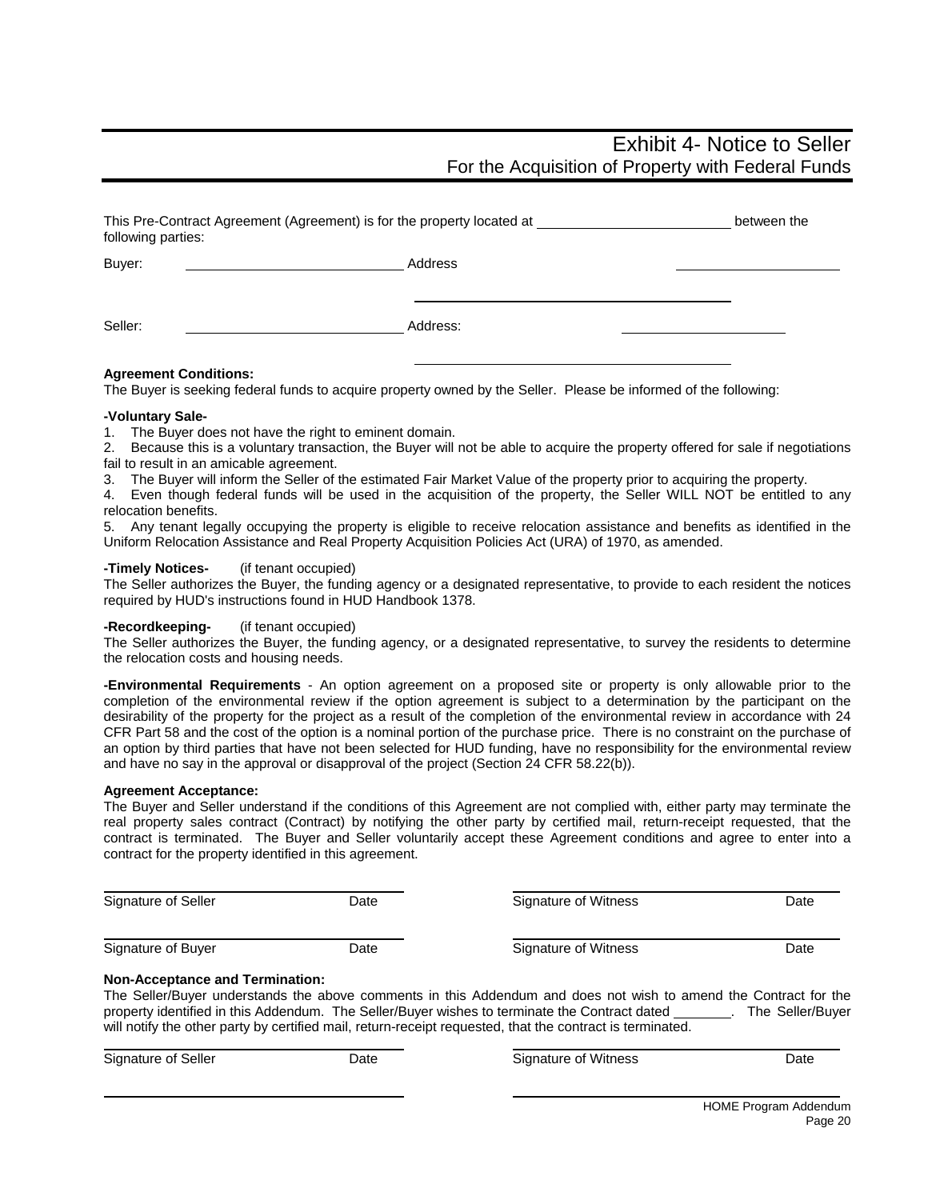# Exhibit 4- Notice to Seller
## For the Acquisition of Property with Federal Funds

This Pre-Contract Agreement (Agreement) is for the property located at ________________________ between the following parties:

Buyer: ____________________________ Address ____________________

____________________________________________

Seller: ____________________________ Address: ____________________

____________________________________________

**Agreement Conditions:**
The Buyer is seeking federal funds to acquire property owned by the Seller. Please be informed of the following:

**-Voluntary Sale-**

1. The Buyer does not have the right to eminent domain.
2. Because this is a voluntary transaction, the Buyer will not be able to acquire the property offered for sale if negotiations fail to result in an amicable agreement.
3. The Buyer will inform the Seller of the estimated Fair Market Value of the property prior to acquiring the property.
4. Even though federal funds will be used in the acquisition of the property, the Seller WILL NOT be entitled to any relocation benefits.
5. Any tenant legally occupying the property is eligible to receive relocation assistance and benefits as identified in the Uniform Relocation Assistance and Real Property Acquisition Policies Act (URA) of 1970, as amended.

**-Timely Notices-** (if tenant occupied)
The Seller authorizes the Buyer, the funding agency or a designated representative, to provide to each resident the notices required by HUD's instructions found in HUD Handbook 1378.

**-Recordkeeping-** (if tenant occupied)
The Seller authorizes the Buyer, the funding agency, or a designated representative, to survey the residents to determine the relocation costs and housing needs.

**-Environmental Requirements** - An option agreement on a proposed site or property is only allowable prior to the completion of the environmental review if the option agreement is subject to a determination by the participant on the desirability of the property for the project as a result of the completion of the environmental review in accordance with 24 CFR Part 58 and the cost of the option is a nominal portion of the purchase price. There is no constraint on the purchase of an option by third parties that have not been selected for HUD funding, have no responsibility for the environmental review and have no say in the approval or disapproval of the project (Section 24 CFR 58.22(b)).

**Agreement Acceptance:**
The Buyer and Seller understand if the conditions of this Agreement are not complied with, either party may terminate the real property sales contract (Contract) by notifying the other party by certified mail, return-receipt requested, that the contract is terminated. The Buyer and Seller voluntarily accept these Agreement conditions and agree to enter into a contract for the property identified in this agreement.

____________________________________ ____________________________________
Signature of Seller Date Signature of Witness Date

____________________________________ ____________________________________
Signature of Buyer Date Signature of Witness Date

**Non-Acceptance and Termination:**
The Seller/Buyer understands the above comments in this Addendum and does not wish to amend the Contract for the property identified in this Addendum. The Seller/Buyer wishes to terminate the Contract dated ________. The Seller/Buyer will notify the other party by certified mail, return-receipt requested, that the contract is terminated.

____________________________________ ____________________________________
Signature of Seller Date Signature of Witness Date

____________________________________ ____________________________________

HOME Program Addendum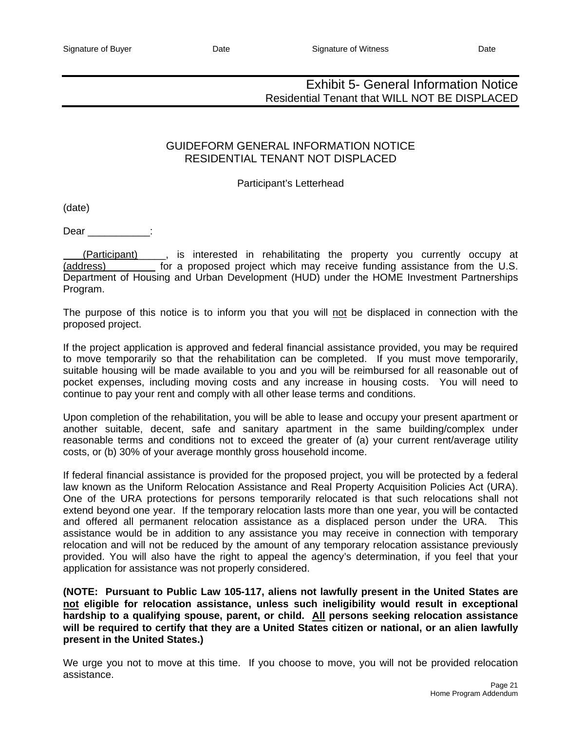Signature of Buyer Date Signature of Witness Date

# Exhibit 5- General Information Notice
## Residential Tenant that WILL NOT BE DISPLACED

### GUIDEFORM GENERAL INFORMATION NOTICE
### RESIDENTIAL TENANT NOT DISPLACED

Participant's Letterhead

(date)

Dear ___________:

(Participant), is interested in rehabilitating the property you currently occupy at (address) for a proposed project which may receive funding assistance from the U.S. Department of Housing and Urban Development (HUD) under the HOME Investment Partnerships Program.

The purpose of this notice is to inform you that you will not be displaced in connection with the proposed project.

If the project application is approved and federal financial assistance provided, you may be required to move temporarily so that the rehabilitation can be completed. If you must move temporarily, suitable housing will be made available to you and you will be reimbursed for all reasonable out of pocket expenses, including moving costs and any increase in housing costs. You will need to continue to pay your rent and comply with all other lease terms and conditions.

Upon completion of the rehabilitation, you will be able to lease and occupy your present apartment or another suitable, decent, safe and sanitary apartment in the same building/complex under reasonable terms and conditions not to exceed the greater of (a) your current rent/average utility costs, or (b) 30% of your average monthly gross household income.

If federal financial assistance is provided for the proposed project, you will be protected by a federal law known as the Uniform Relocation Assistance and Real Property Acquisition Policies Act (URA). One of the URA protections for persons temporarily relocated is that such relocations shall not extend beyond one year. If the temporary relocation lasts more than one year, you will be contacted and offered all permanent relocation assistance as a displaced person under the URA. This assistance would be in addition to any assistance you may receive in connection with temporary relocation and will not be reduced by the amount of any temporary relocation assistance previously provided. You will also have the right to appeal the agency's determination, if you feel that your application for assistance was not properly considered.

**(NOTE: Pursuant to Public Law 105-117, aliens not lawfully present in the United States are not eligible for relocation assistance, unless such ineligibility would result in exceptional hardship to a qualifying spouse, parent, or child. All persons seeking relocation assistance will be required to certify that they are a United States citizen or national, or an alien lawfully present in the United States.)**

We urge you not to move at this time. If you choose to move, you will not be provided relocation assistance.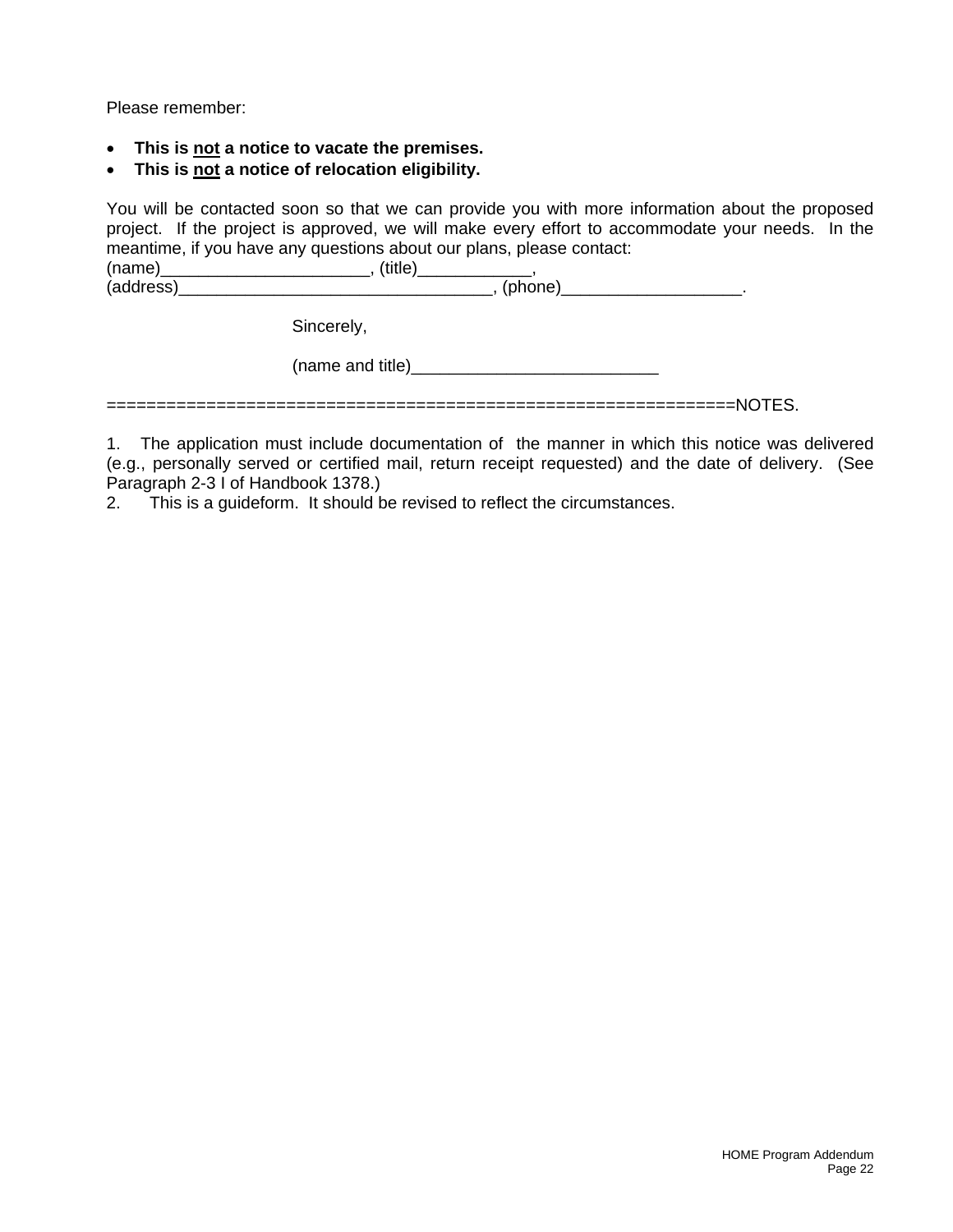Please remember:

- **This is <u>not</u> a notice to vacate the premises.**
- **This is <u>not</u> a notice of relocation eligibility.**

You will be contacted soon so that we can provide you with more information about the proposed project. If the project is approved, we will make every effort to accommodate your needs. In the meantime, if you have any questions about our plans, please contact:
(name)______________________, (title)____________,
(address)_________________________________, (phone)___________________.

Sincerely,

(name and title)__________________________

==============================================================NOTES.

1. The application must include documentation of the manner in which this notice was delivered (e.g., personally served or certified mail, return receipt requested) and the date of delivery. (See Paragraph 2-3 I of Handbook 1378.)
2. This is a guideform. It should be revised to reflect the circumstances.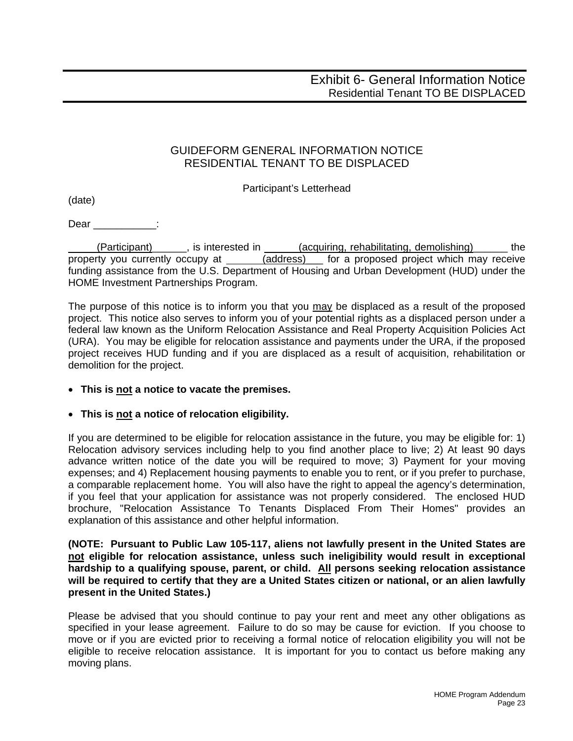# Exhibit 6- General Information Notice
## Residential Tenant TO BE DISPLACED

GUIDEFORM GENERAL INFORMATION NOTICE
RESIDENTIAL TENANT TO BE DISPLACED

Participant's Letterhead

(date)

Dear ___________:

_____(Participant)______, is interested in ______(acquiring, rehabilitating, demolishing)______ the property you currently occupy at _______(address)___ for a proposed project which may receive funding assistance from the U.S. Department of Housing and Urban Development (HUD) under the HOME Investment Partnerships Program.

The purpose of this notice is to inform you that you may be displaced as a result of the proposed project. This notice also serves to inform you of your potential rights as a displaced person under a federal law known as the Uniform Relocation Assistance and Real Property Acquisition Policies Act (URA). You may be eligible for relocation assistance and payments under the URA, if the proposed project receives HUD funding and if you are displaced as a result of acquisition, rehabilitation or demolition for the project.

- **This is not a notice to vacate the premises.**
- **This is not a notice of relocation eligibility.**

If you are determined to be eligible for relocation assistance in the future, you may be eligible for: 1) Relocation advisory services including help to you find another place to live; 2) At least 90 days advance written notice of the date you will be required to move; 3) Payment for your moving expenses; and 4) Replacement housing payments to enable you to rent, or if you prefer to purchase, a comparable replacement home. You will also have the right to appeal the agency's determination, if you feel that your application for assistance was not properly considered. The enclosed HUD brochure, "Relocation Assistance To Tenants Displaced From Their Homes" provides an explanation of this assistance and other helpful information.

**(NOTE: Pursuant to Public Law 105-117, aliens not lawfully present in the United States are not eligible for relocation assistance, unless such ineligibility would result in exceptional hardship to a qualifying spouse, parent, or child. All persons seeking relocation assistance will be required to certify that they are a United States citizen or national, or an alien lawfully present in the United States.)**

Please be advised that you should continue to pay your rent and meet any other obligations as specified in your lease agreement. Failure to do so may be cause for eviction. If you choose to move or if you are evicted prior to receiving a formal notice of relocation eligibility you will not be eligible to receive relocation assistance. It is important for you to contact us before making any moving plans.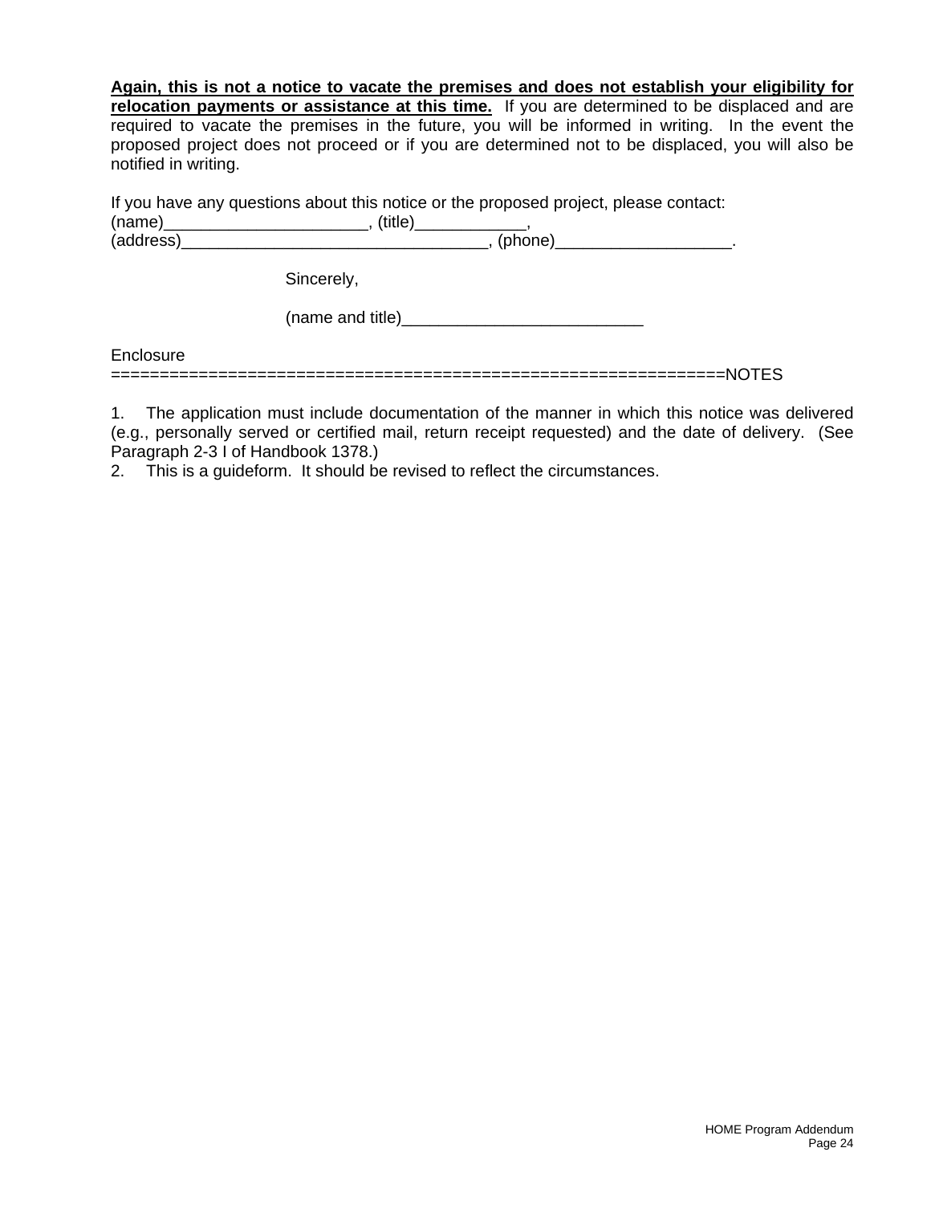**Again, this is not a notice to vacate the premises and does not establish your eligibility for relocation payments or assistance at this time.** If you are determined to be displaced and are required to vacate the premises in the future, you will be informed in writing. In the event the proposed project does not proceed or if you are determined not to be displaced, you will also be notified in writing.

If you have any questions about this notice or the proposed project, please contact:
(name)______________________, (title)____________,
(address)__________________________________, (phone)___________________.

Sincerely,

(name and title)__________________________

Enclosure
==============================================================NOTES

1. The application must include documentation of the manner in which this notice was delivered (e.g., personally served or certified mail, return receipt requested) and the date of delivery. (See Paragraph 2-3 I of Handbook 1378.)
2. This is a guideform. It should be revised to reflect the circumstances.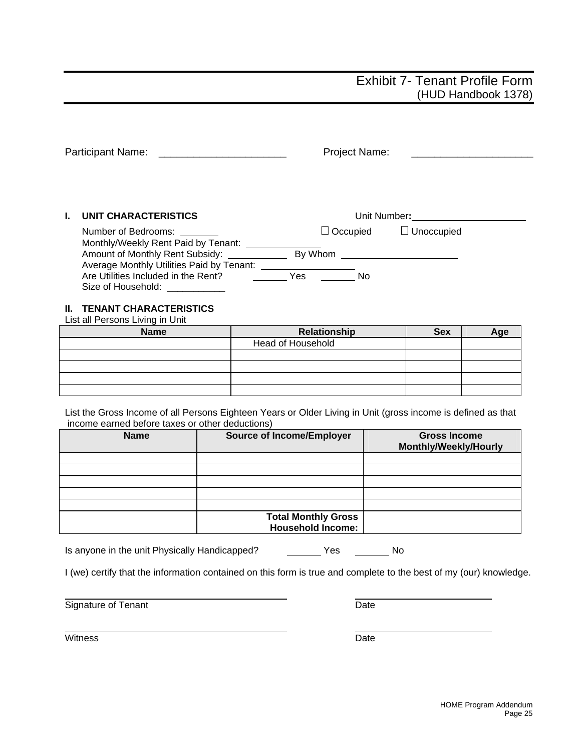# Exhibit 7- Tenant Profile Form
(HUD Handbook 1378)

Participant Name: ______________________ Project Name: ____________________

**I. UNIT CHARACTERISTICS** Unit Number: ____________________

Number of Bedrooms: _______ ☐ Occupied ☐ Unoccupied
Monthly/Weekly Rent Paid by Tenant: ______________
Amount of Monthly Rent Subsidy: ___________ By Whom ______________________
Average Monthly Utilities Paid by Tenant: _________________
Are Utilities Included in the Rent? ______ Yes ______ No
Size of Household: ___________

**II. TENANT CHARACTERISTICS**
List all Persons Living in Unit

| Name | Relationship | Sex | Age |
|---|---|---|---|
| | Head of Household | | |
| | | | |
| | | | |
| | | | |
| | | | |

List the Gross Income of all Persons Eighteen Years or Older Living in Unit (gross income is defined as that income earned before taxes or other deductions)

| Name | Source of Income/Employer | Gross Income Monthly/Weekly/Hourly |
|---|---|---|
| | | |
| | | |
| | | |
| | | |
| | | |
| | **Total Monthly Gross Household Income:** | |

Is anyone in the unit Physically Handicapped? ______ Yes ______ No

I (we) certify that the information contained on this form is true and complete to the best of my (our) knowledge.

______________________________________ ________________________
Signature of Tenant Date

______________________________________ ________________________
Witness Date